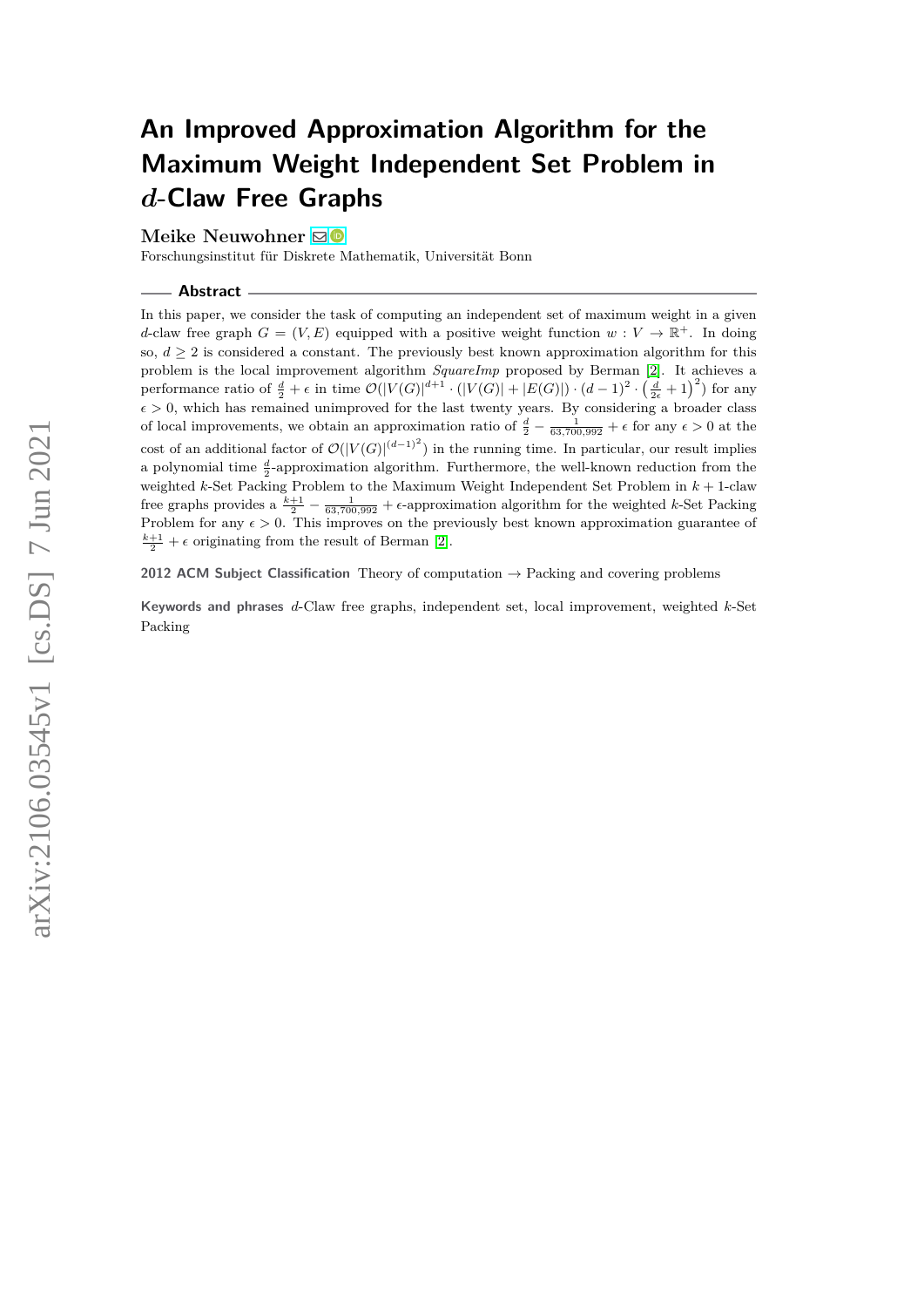# An Improved Approximation Algorithm for the Maximum Weight Independent Set Problem in $d$-Claw Free Graphs

**Meike Neuwohner**

Forschungsinstitut für Diskrete Mathematik, Universität Bonn

## Abstract

In this paper, we consider the task of computing an independent set of maximum weight in a given $d$-claw free graph $G = (V, E)$ equipped with a positive weight function $w : V \to \mathbb{R}^+$. In doing so, $d \geq 2$ is considered a constant. The previously best known approximation algorithm for this problem is the local improvement algorithm *SquareImp* proposed by Berman [2]. It achieves a performance ratio of $\frac{d}{2} + \epsilon$ in time $\mathcal{O}(|V(G)|^{d+1} \cdot (|V(G)| + |E(G)|) \cdot (d-1)^2 \cdot \left(\frac{d}{2\epsilon} + 1\right)^2)$ for any $\epsilon > 0$, which has remained unimproved for the last twenty years. By considering a broader class of local improvements, we obtain an approximation ratio of $\frac{d}{2} - \frac{1}{63{,}700{,}992} + \epsilon$ for any $\epsilon > 0$ at the cost of an additional factor of $\mathcal{O}(|V(G)|^{(d-1)^2})$ in the running time. In particular, our result implies a polynomial time $\frac{d}{2}$-approximation algorithm. Furthermore, the well-known reduction from the weighted $k$-Set Packing Problem to the Maximum Weight Independent Set Problem in $k+1$-claw free graphs provides a $\frac{k+1}{2} - \frac{1}{63{,}700{,}992} + \epsilon$-approximation algorithm for the weighted $k$-Set Packing Problem for any $\epsilon > 0$. This improves on the previously best known approximation guarantee of $\frac{k+1}{2} + \epsilon$ originating from the result of Berman [2].

**2012 ACM Subject Classification** Theory of computation → Packing and covering problems

**Keywords and phrases** $d$-Claw free graphs, independent set, local improvement, weighted $k$-Set Packing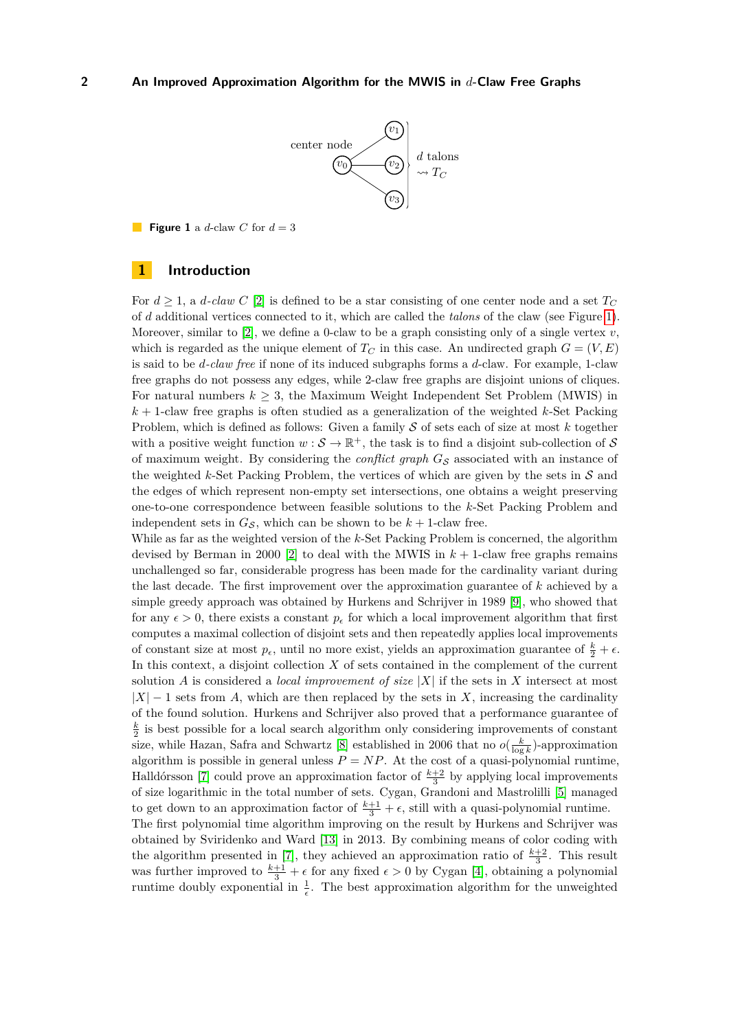**Figure 1** a $d$-claw $C$ for $d = 3$

## 1 Introduction

For $d \geq 1$, a *$d$-claw* $C$ [2] is defined to be a star consisting of one center node and a set $T_C$ of $d$ additional vertices connected to it, which are called the *talons* of the claw (see Figure 1). Moreover, similar to [2], we define a 0-claw to be a graph consisting only of a single vertex $v$, which is regarded as the unique element of $T_C$ in this case. An undirected graph $G = (V, E)$ is said to be *$d$-claw free* if none of its induced subgraphs forms a $d$-claw. For example, 1-claw free graphs do not possess any edges, while 2-claw free graphs are disjoint unions of cliques. For natural numbers $k \geq 3$, the Maximum Weight Independent Set Problem (MWIS) in $k + 1$-claw free graphs is often studied as a generalization of the weighted $k$-Set Packing Problem, which is defined as follows: Given a family $\mathcal{S}$ of sets each of size at most $k$ together with a positive weight function $w : \mathcal{S} \to \mathbb{R}^+$, the task is to find a disjoint sub-collection of $\mathcal{S}$ of maximum weight. By considering the *conflict graph* $G_\mathcal{S}$ associated with an instance of the weighted $k$-Set Packing Problem, the vertices of which are given by the sets in $\mathcal{S}$ and the edges of which represent non-empty set intersections, one obtains a weight preserving one-to-one correspondence between feasible solutions to the $k$-Set Packing Problem and independent sets in $G_\mathcal{S}$, which can be shown to be $k + 1$-claw free.
While as far as the weighted version of the $k$-Set Packing Problem is concerned, the algorithm devised by Berman in 2000 [2] to deal with the MWIS in $k + 1$-claw free graphs remains unchallenged so far, considerable progress has been made for the cardinality variant during the last decade. The first improvement over the approximation guarantee of $k$ achieved by a simple greedy approach was obtained by Hurkens and Schrijver in 1989 [9], who showed that for any $\epsilon > 0$, there exists a constant $p_\epsilon$ for which a local improvement algorithm that first computes a maximal collection of disjoint sets and then repeatedly applies local improvements of constant size at most $p_\epsilon$, until no more exist, yields an approximation guarantee of $\frac{k}{2} + \epsilon$. In this context, a disjoint collection $X$ of sets contained in the complement of the current solution $A$ is considered a *local improvement of size* $|X|$ if the sets in $X$ intersect at most $|X| - 1$ sets from $A$, which are then replaced by the sets in $X$, increasing the cardinality of the found solution. Hurkens and Schrijver also proved that a performance guarantee of $\frac{k}{2}$ is best possible for a local search algorithm only considering improvements of constant size, while Hazan, Safra and Schwartz [8] established in 2006 that no $o(\frac{k}{\log k})$-approximation algorithm is possible in general unless $P = NP$. At the cost of a quasi-polynomial runtime, Halldórsson [7] could prove an approximation factor of $\frac{k+2}{3}$ by applying local improvements of size logarithmic in the total number of sets. Cygan, Grandoni and Mastrolilli [5] managed to get down to an approximation factor of $\frac{k+1}{3} + \epsilon$, still with a quasi-polynomial runtime.
The first polynomial time algorithm improving on the result by Hurkens and Schrijver was obtained by Sviridenko and Ward [13] in 2013. By combining means of color coding with the algorithm presented in [7], they achieved an approximation ratio of $\frac{k+2}{3}$. This result was further improved to $\frac{k+1}{3} + \epsilon$ for any fixed $\epsilon > 0$ by Cygan [4], obtaining a polynomial runtime doubly exponential in $\frac{1}{\epsilon}$. The best approximation algorithm for the unweighted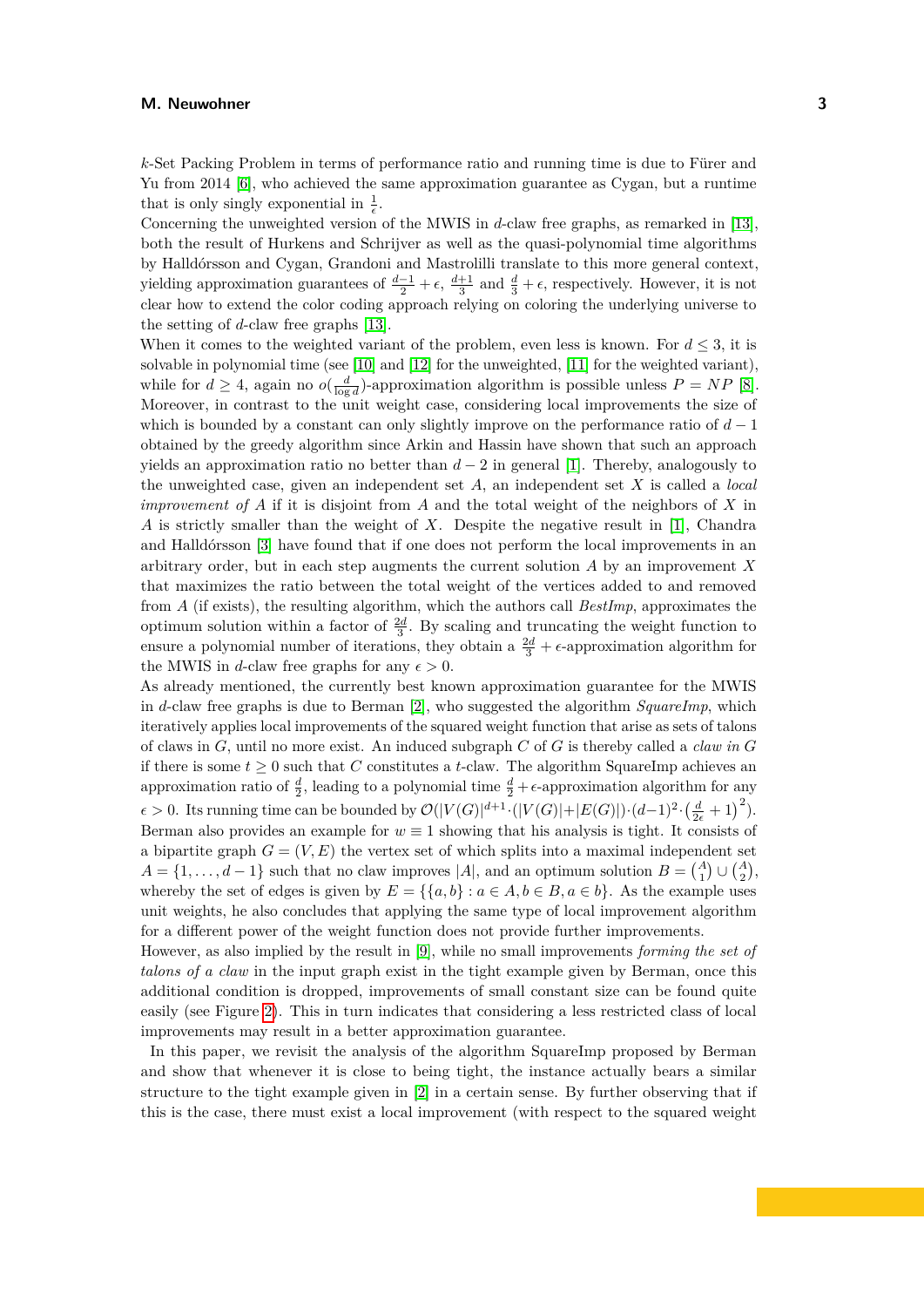$k$-Set Packing Problem in terms of performance ratio and running time is due to Fürer and Yu from 2014 [6], who achieved the same approximation guarantee as Cygan, but a runtime that is only singly exponential in $\frac{1}{\epsilon}$.
Concerning the unweighted version of the MWIS in $d$-claw free graphs, as remarked in [13], both the result of Hurkens and Schrijver as well as the quasi-polynomial time algorithms by Halldórsson and Cygan, Grandoni and Mastrolilli translate to this more general context, yielding approximation guarantees of $\frac{d-1}{2}+\epsilon$, $\frac{d+1}{3}$ and $\frac{d}{3}+\epsilon$, respectively. However, it is not clear how to extend the color coding approach relying on coloring the underlying universe to the setting of $d$-claw free graphs [13].
When it comes to the weighted variant of the problem, even less is known. For $d \leq 3$, it is solvable in polynomial time (see [10] and [12] for the unweighted, [11] for the weighted variant), while for $d \geq 4$, again no $o(\frac{d}{\log d})$-approximation algorithm is possible unless $P = NP$ [8]. Moreover, in contrast to the unit weight case, considering local improvements the size of which is bounded by a constant can only slightly improve on the performance ratio of $d-1$ obtained by the greedy algorithm since Arkin and Hassin have shown that such an approach yields an approximation ratio no better than $d-2$ in general [1]. Thereby, analogously to the unweighted case, given an independent set $A$, an independent set $X$ is called a *local improvement of* $A$ if it is disjoint from $A$ and the total weight of the neighbors of $X$ in $A$ is strictly smaller than the weight of $X$. Despite the negative result in [1], Chandra and Halldórsson [3] have found that if one does not perform the local improvements in an arbitrary order, but in each step augments the current solution $A$ by an improvement $X$ that maximizes the ratio between the total weight of the vertices added to and removed from $A$ (if exists), the resulting algorithm, which the authors call *BestImp*, approximates the optimum solution within a factor of $\frac{2d}{3}$. By scaling and truncating the weight function to ensure a polynomial number of iterations, they obtain a $\frac{2d}{3}+\epsilon$-approximation algorithm for the MWIS in $d$-claw free graphs for any $\epsilon > 0$.
As already mentioned, the currently best known approximation guarantee for the MWIS in $d$-claw free graphs is due to Berman [2], who suggested the algorithm *SquareImp*, which iteratively applies local improvements of the squared weight function that arise as sets of talons of claws in $G$, until no more exist. An induced subgraph $C$ of $G$ is thereby called a *claw in* $G$ if there is some $t \geq 0$ such that $C$ constitutes a $t$-claw. The algorithm SquareImp achieves an approximation ratio of $\frac{d}{2}$, leading to a polynomial time $\frac{d}{2}+\epsilon$-approximation algorithm for any $\epsilon > 0$. Its running time can be bounded by $\mathcal{O}(|V(G)|^{d+1} \cdot (|V(G)|+|E(G)|) \cdot (d-1)^2 \cdot (\frac{d}{2\epsilon}+1)^2)$.
Berman also provides an example for $w \equiv 1$ showing that his analysis is tight. It consists of a bipartite graph $G = (V, E)$ the vertex set of which splits into a maximal independent set $A = \{1, \dots, d-1\}$ such that no claw improves $|A|$, and an optimum solution $B = \binom{A}{1} \cup \binom{A}{2}$, whereby the set of edges is given by $E = \{\{a, b\} : a \in A, b \in B, a \in b\}$. As the example uses unit weights, he also concludes that applying the same type of local improvement algorithm for a different power of the weight function does not provide further improvements.
However, as also implied by the result in [9], while no small improvements *forming the set of talons of a claw* in the input graph exist in the tight example given by Berman, once this additional condition is dropped, improvements of small constant size can be found quite easily (see Figure 2). This in turn indicates that considering a less restricted class of local improvements may result in a better approximation guarantee.

In this paper, we revisit the analysis of the algorithm SquareImp proposed by Berman and show that whenever it is close to being tight, the instance actually bears a similar structure to the tight example given in [2] in a certain sense. By further observing that if this is the case, there must exist a local improvement (with respect to the squared weight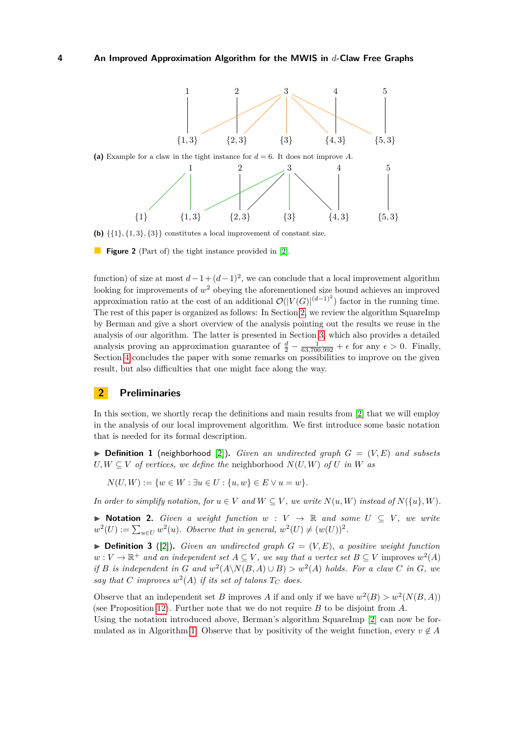(a) Example for a claw in the tight instance for $d = 6$. It does not improve $A$.

(b) $\{\{1\}, \{1, 3\}, \{3\}\}$ constitutes a local improvement of constant size.

**Figure 2** (Part of) the tight instance provided in [2].

function) of size at most $d - 1 + (d-1)^2$, we can conclude that a local improvement algorithm looking for improvements of $w^2$ obeying the aforementioned size bound achieves an improved approximation ratio at the cost of an additional $\mathcal{O}(|V(G)|^{(d-1)^2})$ factor in the running time. The rest of this paper is organized as follows: In Section 2, we review the algorithm SquareImp by Berman and give a short overview of the analysis pointing out the results we reuse in the analysis of our algorithm. The latter is presented in Section 3, which also provides a detailed analysis proving an approximation guarantee of $\frac{d}{2} - \frac{1}{63{,}700{,}992} + \epsilon$ for any $\epsilon > 0$. Finally, Section 4 concludes the paper with some remarks on possibilities to improve on the given result, but also difficulties that one might face along the way.

## 2 Preliminaries

In this section, we shortly recap the definitions and main results from [2] that we will employ in the analysis of our local improvement algorithm. We first introduce some basic notation that is needed for its formal description.

▶ **Definition 1** (neighborhood [2]). *Given an undirected graph $G = (V, E)$ and subsets $U, W \subseteq V$ of vertices, we define the* neighborhood $N(U, W)$ *of $U$ in $W$ as*

$$N(U, W) := \{w \in W : \exists u \in U : \{u, w\} \in E \vee u = w\}.$$

*In order to simplify notation, for $u \in V$ and $W \subseteq V$, we write $N(u, W)$ instead of $N(\{u\}, W)$.*

▶ **Notation 2.** *Given a weight function $w : V \to \mathbb{R}$ and some $U \subseteq V$, we write $w^2(U) := \sum_{u \in U} w^2(u)$. Observe that in general, $w^2(U) \neq (w(U))^2$.*

▶ **Definition 3** ([2]). *Given an undirected graph $G = (V, E)$, a positive weight function $w : V \to \mathbb{R}^+$ and an independent set $A \subseteq V$, we say that a vertex set $B \subseteq V$* improves $w^2(A)$ *if $B$ is independent in $G$ and $w^2(A \setminus N(B, A) \cup B) > w^2(A)$ holds. For a claw $C$ in $G$, we say that $C$* improves $w^2(A)$ *if its set of talons $T_C$ does.*

Observe that an independent set $B$ improves $A$ if and only if we have $w^2(B) > w^2(N(B, A))$ (see Proposition 12). Further note that we do not require $B$ to be disjoint from $A$.
Using the notation introduced above, Berman's algorithm SquareImp [2] can now be formulated as in Algorithm 1. Observe that by positivity of the weight function, every $v \notin A$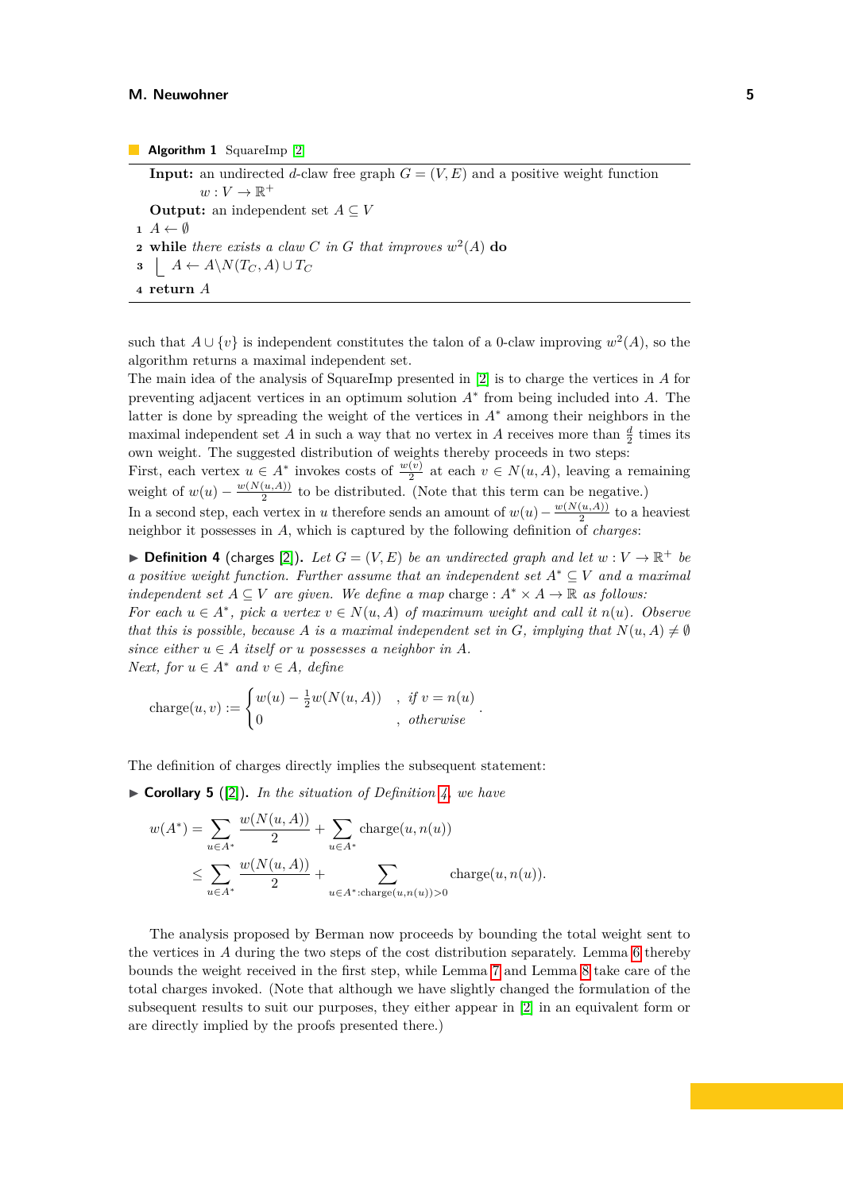**Algorithm 1** SquareImp [2]

**Input:** an undirected $d$-claw free graph $G = (V, E)$ and a positive weight function $w : V \to \mathbb{R}^+$

**Output:** an independent set $A \subseteq V$

1. $A \leftarrow \emptyset$
2. **while** *there exists a claw $C$ in $G$ that improves $w^2(A)$* **do**
3. $\quad A \leftarrow A \backslash N(T_C, A) \cup T_C$
4. **return** $A$

such that $A \cup \{v\}$ is independent constitutes the talon of a 0-claw improving $w^2(A)$, so the algorithm returns a maximal independent set.

The main idea of the analysis of SquareImp presented in [2] is to charge the vertices in $A$ for preventing adjacent vertices in an optimum solution $A^*$ from being included into $A$. The latter is done by spreading the weight of the vertices in $A^*$ among their neighbors in the maximal independent set $A$ in such a way that no vertex in $A$ receives more than $\frac{d}{2}$ times its own weight. The suggested distribution of weights thereby proceeds in two steps:

First, each vertex $u \in A^*$ invokes costs of $\frac{w(v)}{2}$ at each $v \in N(u, A)$, leaving a remaining weight of $w(u) - \frac{w(N(u,A))}{2}$ to be distributed. (Note that this term can be negative.)

In a second step, each vertex in $u$ therefore sends an amount of $w(u) - \frac{w(N(u,A))}{2}$ to a heaviest neighbor it possesses in $A$, which is captured by the following definition of *charges*:

▶ **Definition 4** (charges [2]). *Let $G = (V, E)$ be an undirected graph and let $w : V \to \mathbb{R}^+$ be a positive weight function. Further assume that an independent set $A^* \subseteq V$ and a maximal independent set $A \subseteq V$ are given. We define a map* $\text{charge} : A^* \times A \to \mathbb{R}$ *as follows:*
*For each $u \in A^*$, pick a vertex $v \in N(u, A)$ of maximum weight and call it $n(u)$. Observe that this is possible, because $A$ is a maximal independent set in $G$, implying that $N(u, A) \neq \emptyset$ since either $u \in A$ itself or $u$ possesses a neighbor in $A$.*
*Next, for $u \in A^*$ and $v \in A$, define*

$$\text{charge}(u, v) := \begin{cases} w(u) - \frac{1}{2}w(N(u, A)) & , \text{ if } v = n(u) \\ 0 & , \text{ otherwise} \end{cases}.$$

The definition of charges directly implies the subsequent statement:

▶ **Corollary 5** ([2]). *In the situation of Definition 4, we have*

$$\begin{aligned} w(A^*) &= \sum_{u \in A^*} \frac{w(N(u, A))}{2} + \sum_{u \in A^*} \text{charge}(u, n(u)) \\ &\leq \sum_{u \in A^*} \frac{w(N(u, A))}{2} + \sum_{u \in A^* : \text{charge}(u, n(u)) > 0} \text{charge}(u, n(u)). \end{aligned}$$

The analysis proposed by Berman now proceeds by bounding the total weight sent to the vertices in $A$ during the two steps of the cost distribution separately. Lemma 6 thereby bounds the weight received in the first step, while Lemma 7 and Lemma 8 take care of the total charges invoked. (Note that although we have slightly changed the formulation of the subsequent results to suit our purposes, they either appear in [2] in an equivalent form or are directly implied by the proofs presented there.)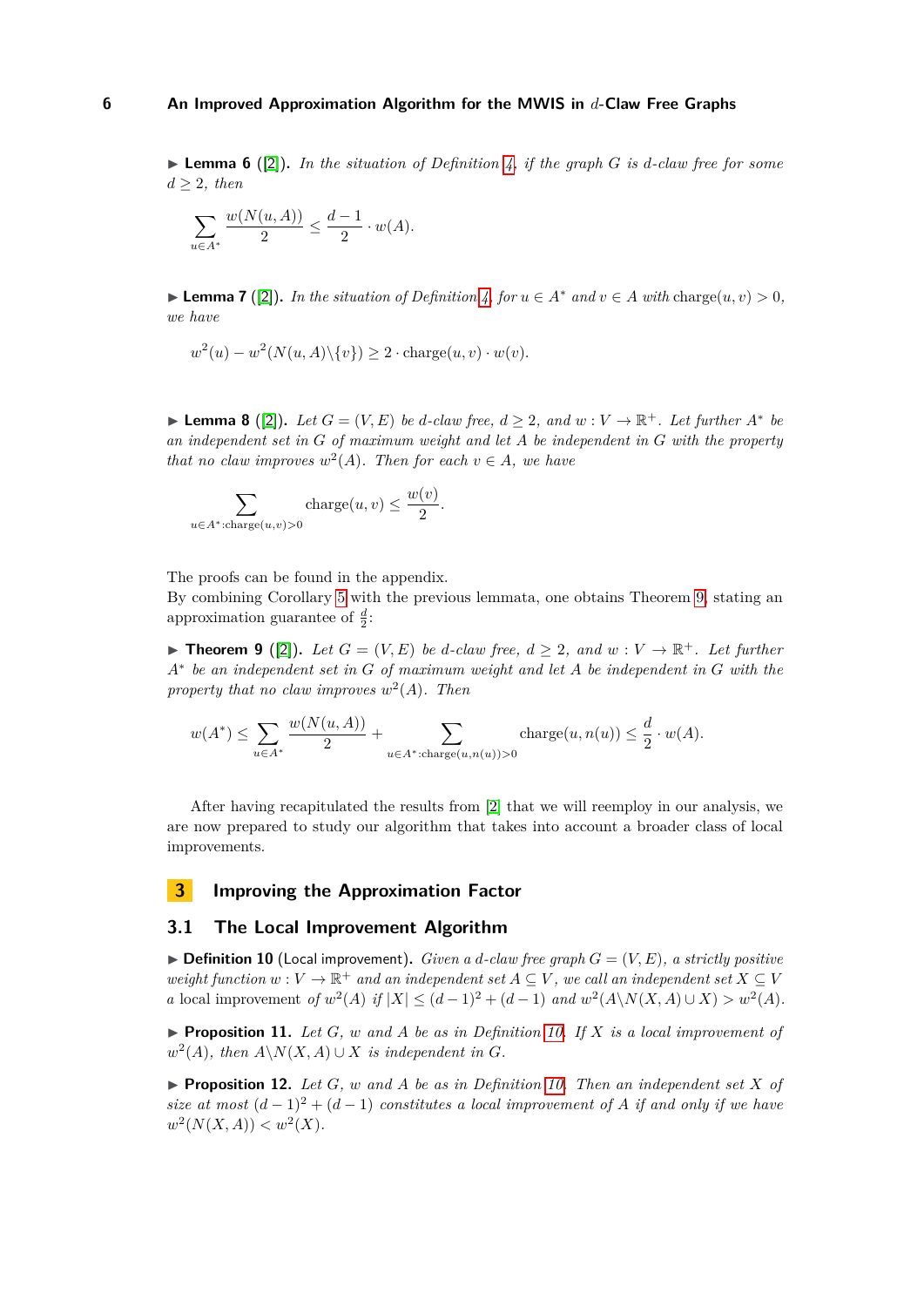▶ **Lemma 6** ([2]). *In the situation of Definition 4, if the graph $G$ is $d$-claw free for some $d \geq 2$, then*

$$\sum_{u \in A^*} \frac{w(N(u,A))}{2} \leq \frac{d-1}{2} \cdot w(A).$$

▶ **Lemma 7** ([2]). *In the situation of Definition 4, for $u \in A^*$ and $v \in A$ with* $\text{charge}(u,v) > 0$*, we have*

$$w^2(u) - w^2(N(u,A) \setminus \{v\}) \geq 2 \cdot \text{charge}(u,v) \cdot w(v).$$

▶ **Lemma 8** ([2]). *Let $G = (V, E)$ be $d$-claw free, $d \geq 2$, and $w : V \to \mathbb{R}^+$. Let further $A^*$ be an independent set in $G$ of maximum weight and let $A$ be independent in $G$ with the property that no claw improves $w^2(A)$. Then for each $v \in A$, we have*

$$\sum_{u \in A^* : \text{charge}(u,v) > 0} \text{charge}(u,v) \leq \frac{w(v)}{2}.$$

The proofs can be found in the appendix.
By combining Corollary 5 with the previous lemmata, one obtains Theorem 9, stating an approximation guarantee of $\frac{d}{2}$:

▶ **Theorem 9** ([2]). *Let $G = (V, E)$ be $d$-claw free, $d \geq 2$, and $w : V \to \mathbb{R}^+$. Let further $A^*$ be an independent set in $G$ of maximum weight and let $A$ be independent in $G$ with the property that no claw improves $w^2(A)$. Then*

$$w(A^*) \leq \sum_{u \in A^*} \frac{w(N(u,A))}{2} + \sum_{u \in A^* : \text{charge}(u,n(u)) > 0} \text{charge}(u, n(u)) \leq \frac{d}{2} \cdot w(A).$$

After having recapitulated the results from [2] that we will reemploy in our analysis, we are now prepared to study our algorithm that takes into account a broader class of local improvements.

# 3 Improving the Approximation Factor

## 3.1 The Local Improvement Algorithm

▶ **Definition 10** (Local improvement). *Given a $d$-claw free graph $G = (V, E)$, a strictly positive weight function $w : V \to \mathbb{R}^+$ and an independent set $A \subseteq V$, we call an independent set $X \subseteq V$ a* local improvement *of $w^2(A)$ if $|X| \leq (d-1)^2 + (d-1)$ and $w^2(A \setminus N(X,A) \cup X) > w^2(A)$.*

▶ **Proposition 11.** *Let $G$, $w$ and $A$ be as in Definition 10. If $X$ is a local improvement of $w^2(A)$, then $A \setminus N(X,A) \cup X$ is independent in $G$.*

▶ **Proposition 12.** *Let $G$, $w$ and $A$ be as in Definition 10. Then an independent set $X$ of size at most $(d-1)^2 + (d-1)$ constitutes a local improvement of $A$ if and only if we have $w^2(N(X,A)) < w^2(X)$.*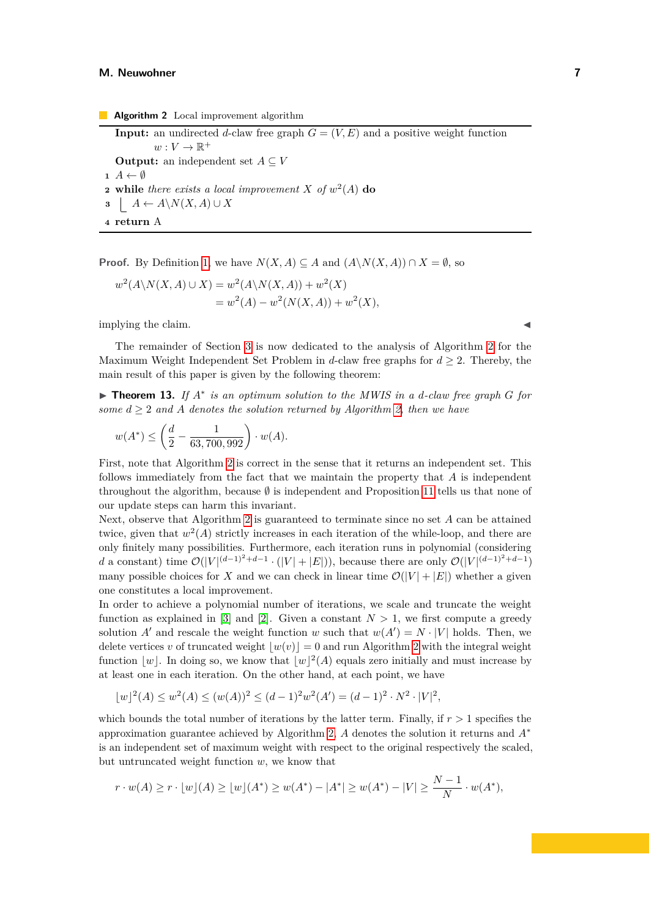**Algorithm 2** Local improvement algorithm

---

**Input:** an undirected $d$-claw free graph $G = (V, E)$ and a positive weight function $w : V \to \mathbb{R}^+$

**Output:** an independent set $A \subseteq V$

1. $A \leftarrow \emptyset$
2. **while** *there exists a local improvement* $X$ *of* $w^2(A)$ **do**
3. $\quad A \leftarrow A \backslash N(X, A) \cup X$
4. **return** A

---

**Proof.** By Definition 1, we have $N(X, A) \subseteq A$ and $(A \backslash N(X, A)) \cap X = \emptyset$, so

$$\begin{aligned} w^2(A \backslash N(X, A) \cup X) &= w^2(A \backslash N(X, A)) + w^2(X) \\ &= w^2(A) - w^2(N(X, A)) + w^2(X), \end{aligned}$$

implying the claim. ◀

The remainder of Section 3 is now dedicated to the analysis of Algorithm 2 for the Maximum Weight Independent Set Problem in $d$-claw free graphs for $d \geq 2$. Thereby, the main result of this paper is given by the following theorem:

▶ **Theorem 13.** *If $A^*$ is an optimum solution to the MWIS in a $d$-claw free graph $G$ for some $d \geq 2$ and $A$ denotes the solution returned by Algorithm 2, then we have*

$$w(A^*) \leq \left(\frac{d}{2} - \frac{1}{63,700,992}\right) \cdot w(A).$$

First, note that Algorithm 2 is correct in the sense that it returns an independent set. This follows immediately from the fact that we maintain the property that $A$ is independent throughout the algorithm, because $\emptyset$ is independent and Proposition 11 tells us that none of our update steps can harm this invariant.
Next, observe that Algorithm 2 is guaranteed to terminate since no set $A$ can be attained twice, given that $w^2(A)$ strictly increases in each iteration of the while-loop, and there are only finitely many possibilities. Furthermore, each iteration runs in polynomial (considering $d$ a constant) time $\mathcal{O}(|V|^{(d-1)^2+d-1} \cdot (|V| + |E|))$, because there are only $\mathcal{O}(|V|^{(d-1)^2+d-1})$ many possible choices for $X$ and we can check in linear time $\mathcal{O}(|V| + |E|)$ whether a given one constitutes a local improvement.
In order to achieve a polynomial number of iterations, we scale and truncate the weight function as explained in [3] and [2]. Given a constant $N > 1$, we first compute a greedy solution $A'$ and rescale the weight function $w$ such that $w(A') = N \cdot |V|$ holds. Then, we delete vertices $v$ of truncated weight $\lfloor w(v) \rfloor = 0$ and run Algorithm 2 with the integral weight function $\lfloor w \rfloor$. In doing so, we know that $\lfloor w \rfloor^2(A)$ equals zero initially and must increase by at least one in each iteration. On the other hand, at each point, we have

$$\lfloor w \rfloor^2(A) \leq w^2(A) \leq (w(A))^2 \leq (d-1)^2 w^2(A') = (d-1)^2 \cdot N^2 \cdot |V|^2,$$

which bounds the total number of iterations by the latter term. Finally, if $r > 1$ specifies the approximation guarantee achieved by Algorithm 2, $A$ denotes the solution it returns and $A^*$ is an independent set of maximum weight with respect to the original respectively the scaled, but untruncated weight function $w$, we know that

$$r \cdot w(A) \geq r \cdot \lfloor w \rfloor(A) \geq \lfloor w \rfloor(A^*) \geq w(A^*) - |A^*| \geq w(A^*) - |V| \geq \frac{N-1}{N} \cdot w(A^*),$$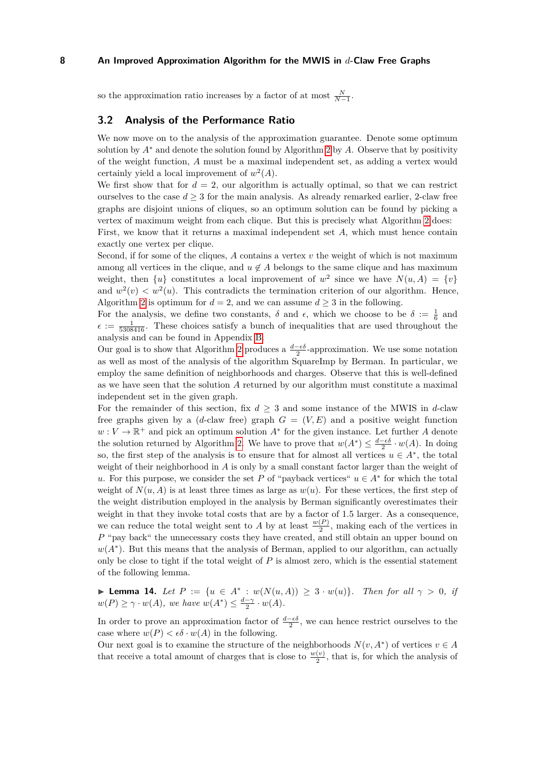so the approximation ratio increases by a factor of at most $\frac{N}{N-1}$.

## 3.2 Analysis of the Performance Ratio

We now move on to the analysis of the approximation guarantee. Denote some optimum solution by $A^*$ and denote the solution found by Algorithm 2 by $A$. Observe that by positivity of the weight function, $A$ must be a maximal independent set, as adding a vertex would certainly yield a local improvement of $w^2(A)$.

We first show that for $d = 2$, our algorithm is actually optimal, so that we can restrict ourselves to the case $d \geq 3$ for the main analysis. As already remarked earlier, 2-claw free graphs are disjoint unions of cliques, so an optimum solution can be found by picking a vertex of maximum weight from each clique. But this is precisely what Algorithm 2 does:

First, we know that it returns a maximal independent set $A$, which must hence contain exactly one vertex per clique.

Second, if for some of the cliques, $A$ contains a vertex $v$ the weight of which is not maximum among all vertices in the clique, and $u \notin A$ belongs to the same clique and has maximum weight, then $\{u\}$ constitutes a local improvement of $w^2$ since we have $N(u, A) = \{v\}$ and $w^2(v) < w^2(u)$. This contradicts the termination criterion of our algorithm. Hence, Algorithm 2 is optimum for $d = 2$, and we can assume $d \geq 3$ in the following.

For the analysis, we define two constants, $\delta$ and $\epsilon$, which we choose to be $\delta := \frac{1}{6}$ and $\epsilon := \frac{1}{5308416}$. These choices satisfy a bunch of inequalities that are used throughout the analysis and can be found in Appendix B.

Our goal is to show that Algorithm 2 produces a $\frac{d-\epsilon\delta}{2}$-approximation. We use some notation as well as most of the analysis of the algorithm SquareImp by Berman. In particular, we employ the same definition of neighborhoods and charges. Observe that this is well-defined as we have seen that the solution $A$ returned by our algorithm must constitute a maximal independent set in the given graph.

For the remainder of this section, fix $d \geq 3$ and some instance of the MWIS in $d$-claw free graphs given by a ($d$-claw free) graph $G = (V, E)$ and a positive weight function $w : V \to \mathbb{R}^+$ and pick an optimum solution $A^*$ for the given instance. Let further $A$ denote the solution returned by Algorithm 2. We have to prove that $w(A^*) \leq \frac{d-\epsilon\delta}{2} \cdot w(A)$. In doing so, the first step of the analysis is to ensure that for almost all vertices $u \in A^*$, the total weight of their neighborhood in $A$ is only by a small constant factor larger than the weight of $u$. For this purpose, we consider the set $P$ of "payback vertices" $u \in A^*$ for which the total weight of $N(u, A)$ is at least three times as large as $w(u)$. For these vertices, the first step of the weight distribution employed in the analysis by Berman significantly overestimates their weight in that they invoke total costs that are by a factor of 1.5 larger. As a consequence, we can reduce the total weight sent to $A$ by at least $\frac{w(P)}{2}$, making each of the vertices in $P$ "pay back" the unnecessary costs they have created, and still obtain an upper bound on $w(A^*)$. But this means that the analysis of Berman, applied to our algorithm, can actually only be close to tight if the total weight of $P$ is almost zero, which is the essential statement of the following lemma.

▶ **Lemma 14.** *Let $P := \{u \in A^* : w(N(u, A)) \geq 3 \cdot w(u)\}$. Then for all $\gamma > 0$, if $w(P) \geq \gamma \cdot w(A)$, we have $w(A^*) \leq \frac{d-\gamma}{2} \cdot w(A)$.*

In order to prove an approximation factor of $\frac{d-\epsilon\delta}{2}$, we can hence restrict ourselves to the case where $w(P) < \epsilon\delta \cdot w(A)$ in the following.

Our next goal is to examine the structure of the neighborhoods $N(v, A^*)$ of vertices $v \in A$ that receive a total amount of charges that is close to $\frac{w(v)}{2}$, that is, for which the analysis of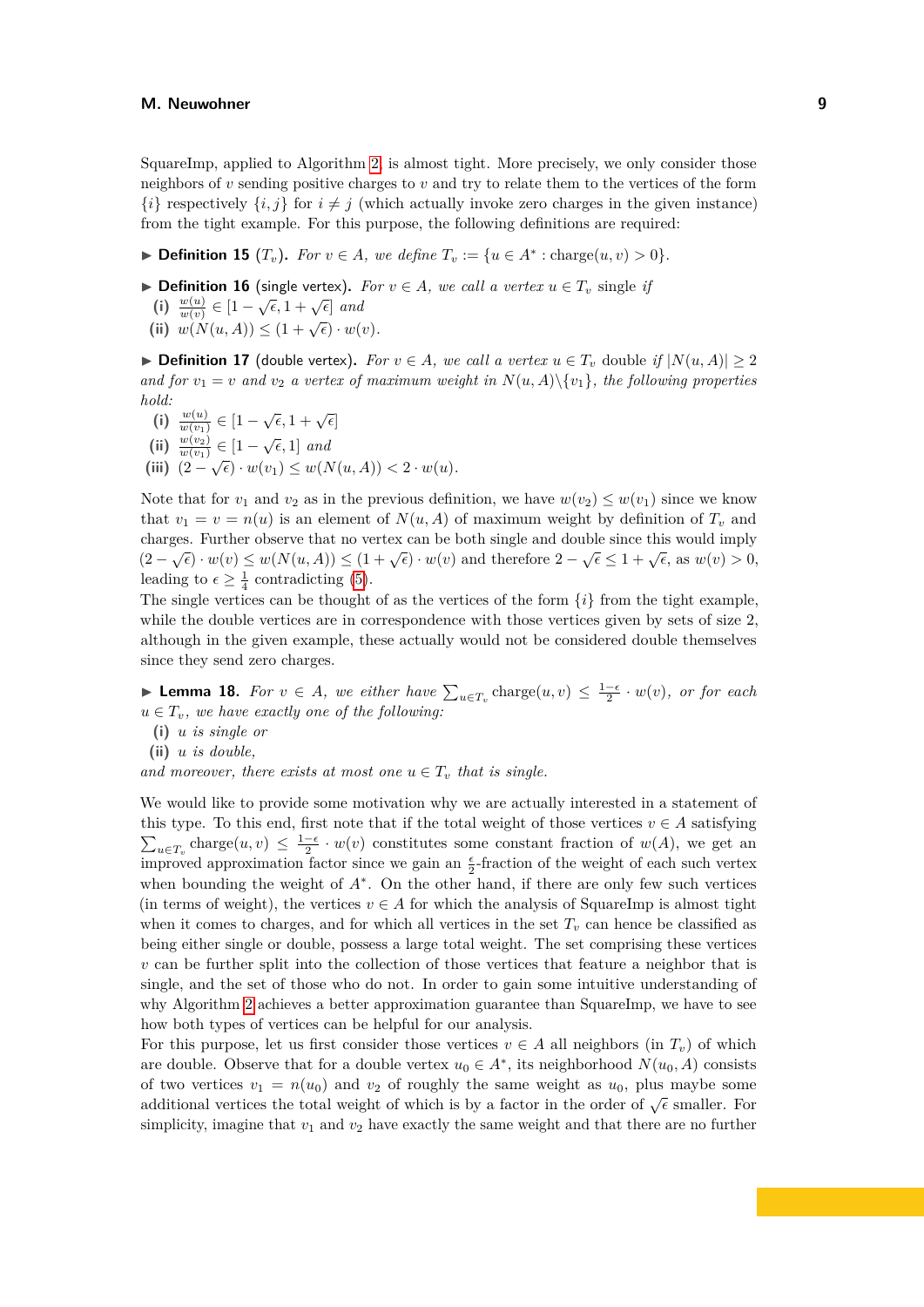SquareImp, applied to Algorithm 2, is almost tight. More precisely, we only consider those neighbors of $v$ sending positive charges to $v$ and try to relate them to the vertices of the form $\{i\}$ respectively $\{i,j\}$ for $i \neq j$ (which actually invoke zero charges in the given instance) from the tight example. For this purpose, the following definitions are required:

▶ **Definition 15** ($T_v$). *For $v \in A$, we define $T_v := \{u \in A^* : \text{charge}(u,v) > 0\}$.*

▶ **Definition 16** (single vertex). *For $v \in A$, we call a vertex $u \in T_v$ single if*

**(i)** $\frac{w(u)}{w(v)} \in [1-\sqrt{\epsilon}, 1+\sqrt{\epsilon}]$ *and*

**(ii)** $w(N(u,A)) \leq (1+\sqrt{\epsilon}) \cdot w(v)$.

▶ **Definition 17** (double vertex). *For $v \in A$, we call a vertex $u \in T_v$ double if $|N(u,A)| \geq 2$ and for $v_1 = v$ and $v_2$ a vertex of maximum weight in $N(u,A)\backslash\{v_1\}$, the following properties hold:*

**(i)** $\frac{w(u)}{w(v_1)} \in [1-\sqrt{\epsilon}, 1+\sqrt{\epsilon}]$

**(ii)** $\frac{w(v_2)}{w(v_1)} \in [1-\sqrt{\epsilon}, 1]$ *and*

**(iii)** $(2-\sqrt{\epsilon}) \cdot w(v_1) \leq w(N(u,A)) < 2 \cdot w(u)$.

Note that for $v_1$ and $v_2$ as in the previous definition, we have $w(v_2) \leq w(v_1)$ since we know that $v_1 = v = n(u)$ is an element of $N(u,A)$ of maximum weight by definition of $T_v$ and charges. Further observe that no vertex can be both single and double since this would imply $(2-\sqrt{\epsilon}) \cdot w(v) \leq w(N(u,A)) \leq (1+\sqrt{\epsilon}) \cdot w(v)$ and therefore $2-\sqrt{\epsilon} \leq 1+\sqrt{\epsilon}$, as $w(v) > 0$, leading to $\epsilon \geq \frac{1}{4}$ contradicting (5).
The single vertices can be thought of as the vertices of the form $\{i\}$ from the tight example, while the double vertices are in correspondence with those vertices given by sets of size 2, although in the given example, these actually would not be considered double themselves since they send zero charges.

▶ **Lemma 18.** *For $v \in A$, we either have $\sum_{u \in T_v} \text{charge}(u,v) \leq \frac{1-\epsilon}{2} \cdot w(v)$, or for each $u \in T_v$, we have exactly one of the following:*

**(i)** *$u$ is single or*

**(ii)** *$u$ is double,*

*and moreover, there exists at most one $u \in T_v$ that is single.*

We would like to provide some motivation why we are actually interested in a statement of this type. To this end, first note that if the total weight of those vertices $v \in A$ satisfying $\sum_{u \in T_v} \text{charge}(u,v) \leq \frac{1-\epsilon}{2} \cdot w(v)$ constitutes some constant fraction of $w(A)$, we get an improved approximation factor since we gain an $\frac{\epsilon}{2}$-fraction of the weight of each such vertex when bounding the weight of $A^*$. On the other hand, if there are only few such vertices (in terms of weight), the vertices $v \in A$ for which the analysis of SquareImp is almost tight when it comes to charges, and for which all vertices in the set $T_v$ can hence be classified as being either single or double, possess a large total weight. The set comprising these vertices $v$ can be further split into the collection of those vertices that feature a neighbor that is single, and the set of those who do not. In order to gain some intuitive understanding of why Algorithm 2 achieves a better approximation guarantee than SquareImp, we have to see how both types of vertices can be helpful for our analysis.
For this purpose, let us first consider those vertices $v \in A$ all neighbors (in $T_v$) of which are double. Observe that for a double vertex $u_0 \in A^*$, its neighborhood $N(u_0, A)$ consists of two vertices $v_1 = n(u_0)$ and $v_2$ of roughly the same weight as $u_0$, plus maybe some additional vertices the total weight of which is by a factor in the order of $\sqrt{\epsilon}$ smaller. For simplicity, imagine that $v_1$ and $v_2$ have exactly the same weight and that there are no further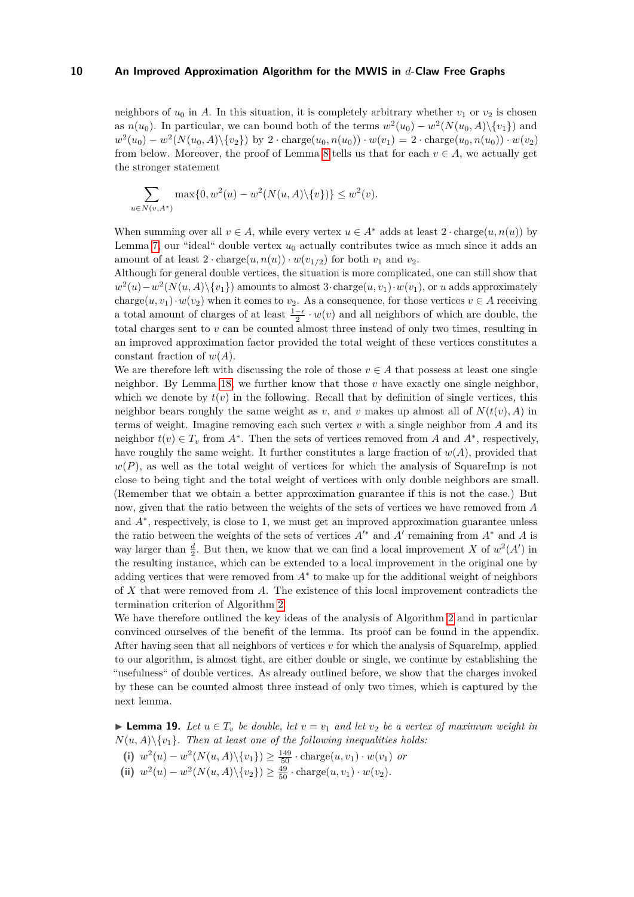neighbors of $u_0$ in $A$. In this situation, it is completely arbitrary whether $v_1$ or $v_2$ is chosen as $n(u_0)$. In particular, we can bound both of the terms $w^2(u_0) - w^2(N(u_0, A)\backslash\{v_1\})$ and $w^2(u_0) - w^2(N(u_0, A)\backslash\{v_2\})$ by $2 \cdot \text{charge}(u_0, n(u_0)) \cdot w(v_1) = 2 \cdot \text{charge}(u_0, n(u_0)) \cdot w(v_2)$ from below. Moreover, the proof of Lemma 8 tells us that for each $v \in A$, we actually get the stronger statement

$$\sum_{u \in N(v, A^*)} \max\{0, w^2(u) - w^2(N(u, A)\backslash\{v\})\} \leq w^2(v).$$

When summing over all $v \in A$, while every vertex $u \in A^*$ adds at least $2 \cdot \text{charge}(u, n(u))$ by Lemma 7, our "ideal" double vertex $u_0$ actually contributes twice as much since it adds an amount of at least $2 \cdot \text{charge}(u, n(u)) \cdot w(v_{1/2})$ for both $v_1$ and $v_2$.

Although for general double vertices, the situation is more complicated, one can still show that $w^2(u) - w^2(N(u, A)\backslash\{v_1\})$ amounts to almost $3 \cdot \text{charge}(u, v_1) \cdot w(v_1)$, or $u$ adds approximately $\text{charge}(u, v_1) \cdot w(v_2)$ when it comes to $v_2$. As a consequence, for those vertices $v \in A$ receiving a total amount of charges of at least $\frac{1-\epsilon}{2} \cdot w(v)$ and all neighbors of which are double, the total charges sent to $v$ can be counted almost three instead of only two times, resulting in an improved approximation factor provided the total weight of these vertices constitutes a constant fraction of $w(A)$.

We are therefore left with discussing the role of those $v \in A$ that possess at least one single neighbor. By Lemma 18, we further know that those $v$ have exactly one single neighbor, which we denote by $t(v)$ in the following. Recall that by definition of single vertices, this neighbor bears roughly the same weight as $v$, and $v$ makes up almost all of $N(t(v), A)$ in terms of weight. Imagine removing each such vertex $v$ with a single neighbor from $A$ and its neighbor $t(v) \in T_v$ from $A^*$. Then the sets of vertices removed from $A$ and $A^*$, respectively, have roughly the same weight. It further constitutes a large fraction of $w(A)$, provided that $w(P)$, as well as the total weight of vertices for which the analysis of SquareImp is not close to being tight and the total weight of vertices with only double neighbors are small. (Remember that we obtain a better approximation guarantee if this is not the case.) But now, given that the ratio between the weights of the sets of vertices we have removed from $A$ and $A^*$, respectively, is close to 1, we must get an improved approximation guarantee unless the ratio between the weights of the sets of vertices $A'^*$ and $A'$ remaining from $A^*$ and $A$ is way larger than $\frac{d}{2}$. But then, we know that we can find a local improvement $X$ of $w^2(A')$ in the resulting instance, which can be extended to a local improvement in the original one by adding vertices that were removed from $A^*$ to make up for the additional weight of neighbors of $X$ that were removed from $A$. The existence of this local improvement contradicts the termination criterion of Algorithm 2.

We have therefore outlined the key ideas of the analysis of Algorithm 2 and in particular convinced ourselves of the benefit of the lemma. Its proof can be found in the appendix. After having seen that all neighbors of vertices $v$ for which the analysis of SquareImp, applied to our algorithm, is almost tight, are either double or single, we continue by establishing the "usefulness" of double vertices. As already outlined before, we show that the charges invoked by these can be counted almost three instead of only two times, which is captured by the next lemma.

▶ **Lemma 19.** *Let $u \in T_v$ be double, let $v = v_1$ and let $v_2$ be a vertex of maximum weight in $N(u, A)\backslash\{v_1\}$. Then at least one of the following inequalities holds:*

**(i)** $w^2(u) - w^2(N(u, A)\backslash\{v_1\}) \geq \frac{149}{50} \cdot \text{charge}(u, v_1) \cdot w(v_1)$ *or*

**(ii)** $w^2(u) - w^2(N(u, A)\backslash\{v_2\}) \geq \frac{49}{50} \cdot \text{charge}(u, v_1) \cdot w(v_2)$.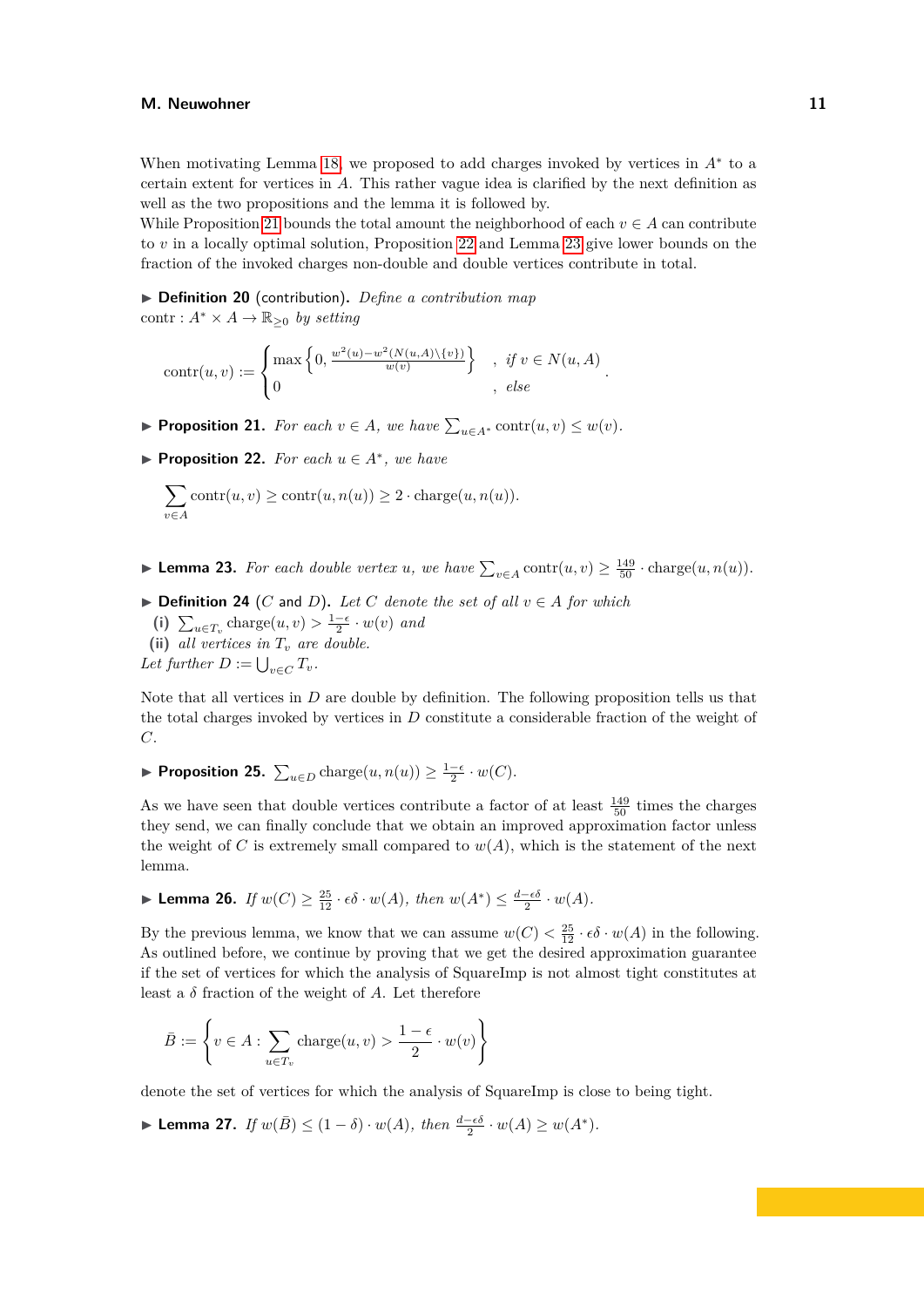When motivating Lemma 18, we proposed to add charges invoked by vertices in $A^*$ to a certain extent for vertices in $A$. This rather vague idea is clarified by the next definition as well as the two propositions and the lemma it is followed by.
While Proposition 21 bounds the total amount the neighborhood of each $v \in A$ can contribute to $v$ in a locally optimal solution, Proposition 22 and Lemma 23 give lower bounds on the fraction of the invoked charges non-double and double vertices contribute in total.

▶ **Definition 20** (contribution). *Define a contribution map* $\mathrm{contr} : A^* \times A \to \mathbb{R}_{\geq 0}$ *by setting*

$$\mathrm{contr}(u, v) := \begin{cases} \max\left\{0, \frac{w^2(u) - w^2(N(u,A)\setminus\{v\})}{w(v)}\right\} & , \textit{ if } v \in N(u, A) \\ 0 & , \textit{ else} \end{cases}.$$

▶ **Proposition 21.** *For each* $v \in A$*, we have* $\sum_{u \in A^*} \mathrm{contr}(u, v) \leq w(v)$*.*

▶ **Proposition 22.** *For each* $u \in A^*$*, we have*

$$\sum_{v \in A} \mathrm{contr}(u, v) \geq \mathrm{contr}(u, n(u)) \geq 2 \cdot \mathrm{charge}(u, n(u)).$$

▶ **Lemma 23.** *For each double vertex* $u$*, we have* $\sum_{v \in A} \mathrm{contr}(u, v) \geq \frac{149}{50} \cdot \mathrm{charge}(u, n(u))$*.*

▶ **Definition 24** ($C$ and $D$). *Let* $C$ *denote the set of all* $v \in A$ *for which*

**(i)** $\sum_{u \in T_v} \mathrm{charge}(u, v) > \frac{1-\epsilon}{2} \cdot w(v)$ *and*
**(ii)** *all vertices in* $T_v$ *are double.*

*Let further* $D := \bigcup_{v \in C} T_v$*.*

Note that all vertices in $D$ are double by definition. The following proposition tells us that the total charges invoked by vertices in $D$ constitute a considerable fraction of the weight of $C$.

▶ **Proposition 25.** $\sum_{u \in D} \mathrm{charge}(u, n(u)) \geq \frac{1-\epsilon}{2} \cdot w(C)$*.*

As we have seen that double vertices contribute a factor of at least $\frac{149}{50}$ times the charges they send, we can finally conclude that we obtain an improved approximation factor unless the weight of $C$ is extremely small compared to $w(A)$, which is the statement of the next lemma.

▶ **Lemma 26.** *If* $w(C) \geq \frac{25}{12} \cdot \epsilon\delta \cdot w(A)$*, then* $w(A^*) \leq \frac{d - \epsilon\delta}{2} \cdot w(A)$*.*

By the previous lemma, we know that we can assume $w(C) < \frac{25}{12} \cdot \epsilon\delta \cdot w(A)$ in the following. As outlined before, we continue by proving that we get the desired approximation guarantee if the set of vertices for which the analysis of SquareImp is not almost tight constitutes at least a $\delta$ fraction of the weight of $A$. Let therefore

$$\bar{B} := \left\{ v \in A : \sum_{u \in T_v} \mathrm{charge}(u, v) > \frac{1 - \epsilon}{2} \cdot w(v) \right\}$$

denote the set of vertices for which the analysis of SquareImp is close to being tight.

▶ **Lemma 27.** *If* $w(\bar{B}) \leq (1 - \delta) \cdot w(A)$*, then* $\frac{d - \epsilon\delta}{2} \cdot w(A) \geq w(A^*)$*.*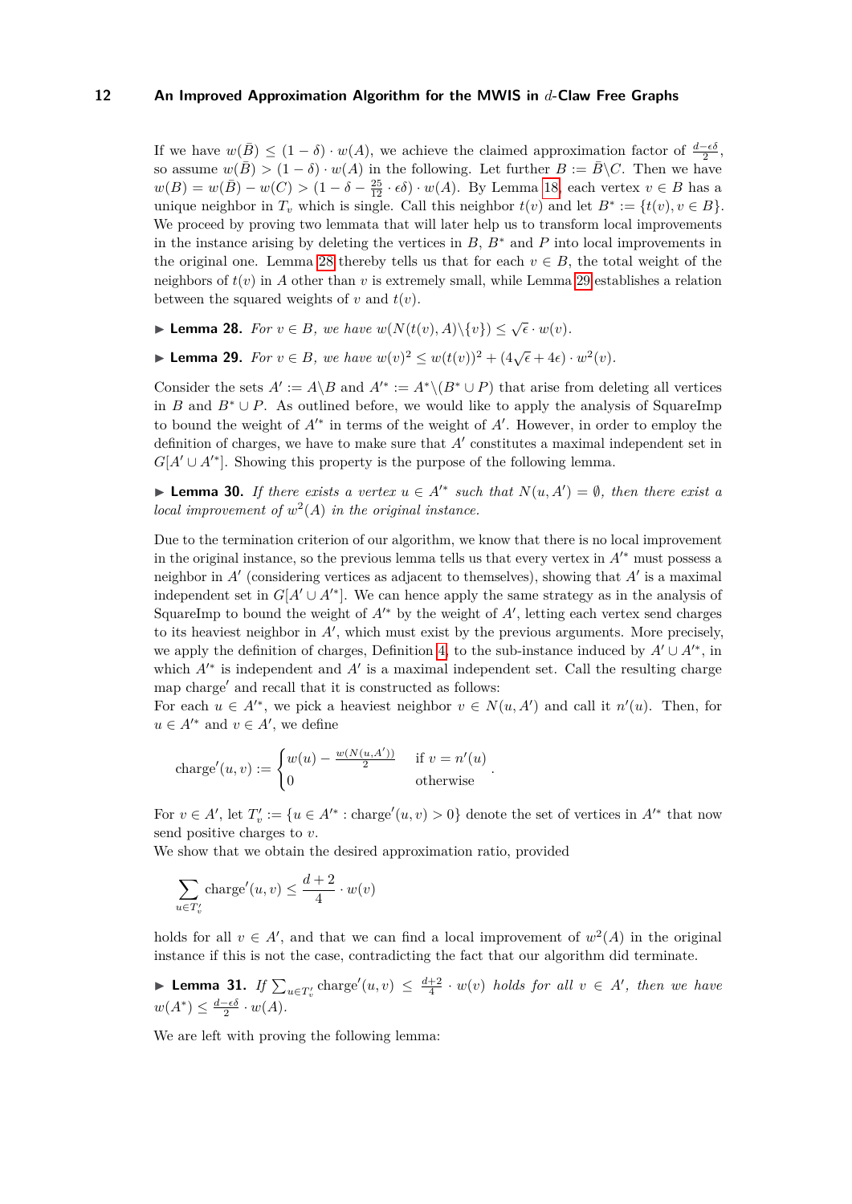If we have $w(\bar{B}) \leq (1-\delta) \cdot w(A)$, we achieve the claimed approximation factor of $\frac{d-\epsilon\delta}{2}$, so assume $w(\bar{B}) > (1-\delta) \cdot w(A)$ in the following. Let further $B := \bar{B} \backslash C$. Then we have $w(B) = w(\bar{B}) - w(C) > (1 - \delta - \frac{25}{12} \cdot \epsilon\delta) \cdot w(A)$. By Lemma 18, each vertex $v \in B$ has a unique neighbor in $T_v$ which is single. Call this neighbor $t(v)$ and let $B^* := \{t(v), v \in B\}$. We proceed by proving two lemmata that will later help us to transform local improvements in the instance arising by deleting the vertices in $B$, $B^*$ and $P$ into local improvements in the original one. Lemma 28 thereby tells us that for each $v \in B$, the total weight of the neighbors of $t(v)$ in $A$ other than $v$ is extremely small, while Lemma 29 establishes a relation between the squared weights of $v$ and $t(v)$.

▶ **Lemma 28.** *For $v \in B$, we have $w(N(t(v), A) \backslash \{v\}) \leq \sqrt{\epsilon} \cdot w(v)$.*

▶ **Lemma 29.** *For $v \in B$, we have $w(v)^2 \leq w(t(v))^2 + (4\sqrt{\epsilon} + 4\epsilon) \cdot w^2(v)$.*

Consider the sets $A' := A \backslash B$ and $A'^* := A^* \backslash (B^* \cup P)$ that arise from deleting all vertices in $B$ and $B^* \cup P$. As outlined before, we would like to apply the analysis of SquareImp to bound the weight of $A'^*$ in terms of the weight of $A'$. However, in order to employ the definition of charges, we have to make sure that $A'$ constitutes a maximal independent set in $G[A' \cup A'^*]$. Showing this property is the purpose of the following lemma.

▶ **Lemma 30.** *If there exists a vertex $u \in A'^*$ such that $N(u, A') = \emptyset$, then there exist a local improvement of $w^2(A)$ in the original instance.*

Due to the termination criterion of our algorithm, we know that there is no local improvement in the original instance, so the previous lemma tells us that every vertex in $A'^*$ must possess a neighbor in $A'$ (considering vertices as adjacent to themselves), showing that $A'$ is a maximal independent set in $G[A' \cup A'^*]$. We can hence apply the same strategy as in the analysis of SquareImp to bound the weight of $A'^*$ by the weight of $A'$, letting each vertex send charges to its heaviest neighbor in $A'$, which must exist by the previous arguments. More precisely, we apply the definition of charges, Definition 4, to the sub-instance induced by $A' \cup A'^*$, in which $A'^*$ is independent and $A'$ is a maximal independent set. Call the resulting charge map $\text{charge}'$ and recall that it is constructed as follows:
For each $u \in A'^*$, we pick a heaviest neighbor $v \in N(u, A')$ and call it $n'(u)$. Then, for $u \in A'^*$ and $v \in A'$, we define

$$\text{charge}'(u, v) := \begin{cases} w(u) - \frac{w(N(u, A'))}{2} & \text{if } v = n'(u) \\ 0 & \text{otherwise} \end{cases}.$$

For $v \in A'$, let $T'_v := \{u \in A'^* : \text{charge}'(u, v) > 0\}$ denote the set of vertices in $A'^*$ that now send positive charges to $v$.
We show that we obtain the desired approximation ratio, provided

$$\sum_{u \in T'_v} \text{charge}'(u, v) \leq \frac{d+2}{4} \cdot w(v)$$

holds for all $v \in A'$, and that we can find a local improvement of $w^2(A)$ in the original instance if this is not the case, contradicting the fact that our algorithm did terminate.

▶ **Lemma 31.** *If $\sum_{u \in T'_v} \text{charge}'(u, v) \leq \frac{d+2}{4} \cdot w(v)$ holds for all $v \in A'$, then we have $w(A^*) \leq \frac{d-\epsilon\delta}{2} \cdot w(A)$.*

We are left with proving the following lemma: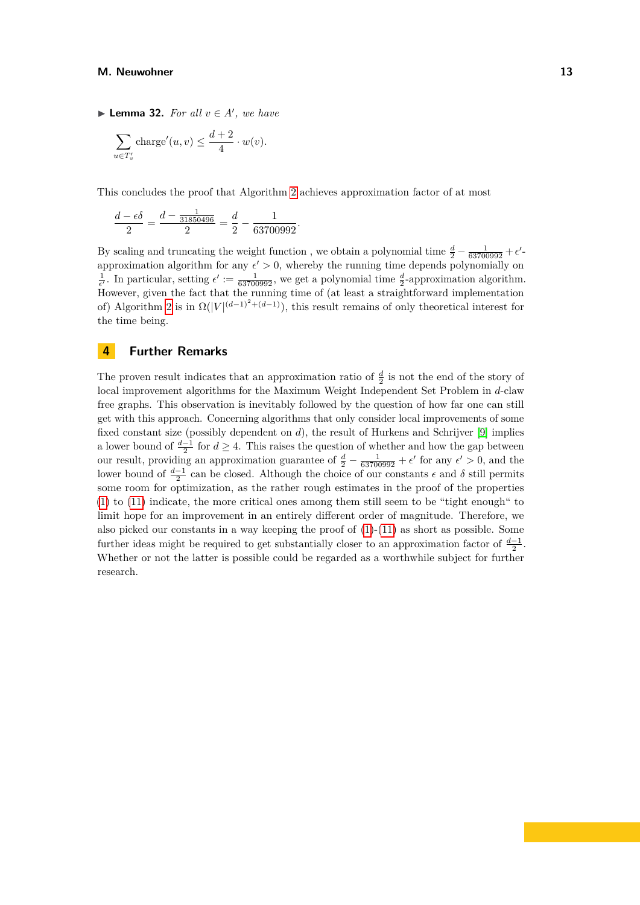▶ **Lemma 32.** *For all $v \in A'$, we have*

$$\sum_{u \in T'_v} \text{charge}'(u, v) \leq \frac{d+2}{4} \cdot w(v).$$

This concludes the proof that Algorithm 2 achieves approximation factor of at most

$$\frac{d - \epsilon\delta}{2} = \frac{d - \frac{1}{31850496}}{2} = \frac{d}{2} - \frac{1}{63700992}.$$

By scaling and truncating the weight function , we obtain a polynomial time $\frac{d}{2} - \frac{1}{63700992} + \epsilon'$-approximation algorithm for any $\epsilon' > 0$, whereby the running time depends polynomially on $\frac{1}{\epsilon'}$. In particular, setting $\epsilon' := \frac{1}{63700992}$, we get a polynomial time $\frac{d}{2}$-approximation algorithm. However, given the fact that the running time of (at least a straightforward implementation of) Algorithm 2 is in $\Omega(|V|^{(d-1)^2+(d-1)})$, this result remains of only theoretical interest for the time being.

## 4 Further Remarks

The proven result indicates that an approximation ratio of $\frac{d}{2}$ is not the end of the story of local improvement algorithms for the Maximum Weight Independent Set Problem in $d$-claw free graphs. This observation is inevitably followed by the question of how far one can still get with this approach. Concerning algorithms that only consider local improvements of some fixed constant size (possibly dependent on $d$), the result of Hurkens and Schrijver [9] implies a lower bound of $\frac{d-1}{2}$ for $d \geq 4$. This raises the question of whether and how the gap between our result, providing an approximation guarantee of $\frac{d}{2} - \frac{1}{63700992} + \epsilon'$ for any $\epsilon' > 0$, and the lower bound of $\frac{d-1}{2}$ can be closed. Although the choice of our constants $\epsilon$ and $\delta$ still permits some room for optimization, as the rather rough estimates in the proof of the properties (1) to (11) indicate, the more critical ones among them still seem to be "tight enough" to limit hope for an improvement in an entirely different order of magnitude. Therefore, we also picked our constants in a way keeping the proof of (1)-(11) as short as possible. Some further ideas might be required to get substantially closer to an approximation factor of $\frac{d-1}{2}$. Whether or not the latter is possible could be regarded as a worthwhile subject for further research.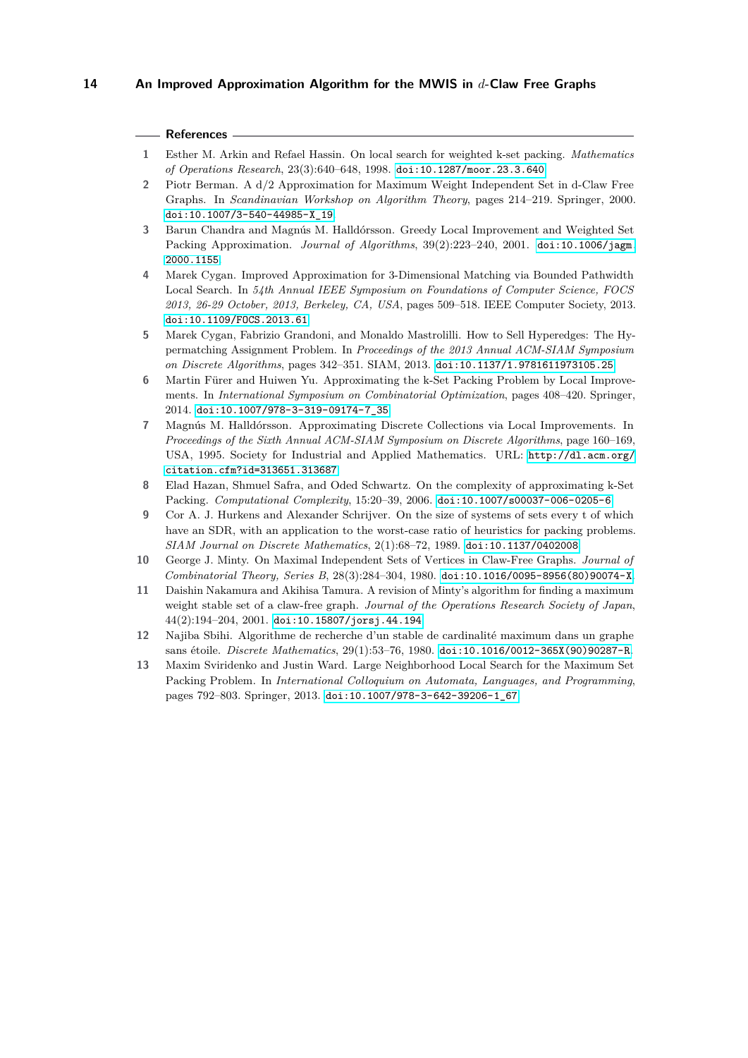## References

1. Esther M. Arkin and Refael Hassin. On local search for weighted k-set packing. *Mathematics of Operations Research*, 23(3):640–648, 1998. doi:10.1287/moor.23.3.640.
2. Piotr Berman. A d/2 Approximation for Maximum Weight Independent Set in d-Claw Free Graphs. In *Scandinavian Workshop on Algorithm Theory*, pages 214–219. Springer, 2000. doi:10.1007/3-540-44985-X_19.
3. Barun Chandra and Magnús M. Halldórsson. Greedy Local Improvement and Weighted Set Packing Approximation. *Journal of Algorithms*, 39(2):223–240, 2001. doi:10.1006/jagm.2000.1155.
4. Marek Cygan. Improved Approximation for 3-Dimensional Matching via Bounded Pathwidth Local Search. In *54th Annual IEEE Symposium on Foundations of Computer Science, FOCS 2013, 26-29 October, 2013, Berkeley, CA, USA*, pages 509–518. IEEE Computer Society, 2013. doi:10.1109/FOCS.2013.61.
5. Marek Cygan, Fabrizio Grandoni, and Monaldo Mastrolilli. How to Sell Hyperedges: The Hypermatching Assignment Problem. In *Proceedings of the 2013 Annual ACM-SIAM Symposium on Discrete Algorithms*, pages 342–351. SIAM, 2013. doi:10.1137/1.9781611973105.25.
6. Martin Fürer and Huiwen Yu. Approximating the k-Set Packing Problem by Local Improvements. In *International Symposium on Combinatorial Optimization*, pages 408–420. Springer, 2014. doi:10.1007/978-3-319-09174-7_35.
7. Magnús M. Halldórsson. Approximating Discrete Collections via Local Improvements. In *Proceedings of the Sixth Annual ACM-SIAM Symposium on Discrete Algorithms*, page 160–169, USA, 1995. Society for Industrial and Applied Mathematics. URL: http://dl.acm.org/citation.cfm?id=313651.313687.
8. Elad Hazan, Shmuel Safra, and Oded Schwartz. On the complexity of approximating k-Set Packing. *Computational Complexity*, 15:20–39, 2006. doi:10.1007/s00037-006-0205-6.
9. Cor A. J. Hurkens and Alexander Schrijver. On the size of systems of sets every t of which have an SDR, with an application to the worst-case ratio of heuristics for packing problems. *SIAM Journal on Discrete Mathematics*, 2(1):68–72, 1989. doi:10.1137/0402008.
10. George J. Minty. On Maximal Independent Sets of Vertices in Claw-Free Graphs. *Journal of Combinatorial Theory, Series B*, 28(3):284–304, 1980. doi:10.1016/0095-8956(80)90074-X.
11. Daishin Nakamura and Akihisa Tamura. A revision of Minty's algorithm for finding a maximum weight stable set of a claw-free graph. *Journal of the Operations Research Society of Japan*, 44(2):194–204, 2001. doi:10.15807/jorsj.44.194.
12. Najiba Sbihi. Algorithme de recherche d'un stable de cardinalité maximum dans un graphe sans étoile. *Discrete Mathematics*, 29(1):53–76, 1980. doi:10.1016/0012-365X(90)90287-R.
13. Maxim Sviridenko and Justin Ward. Large Neighborhood Local Search for the Maximum Set Packing Problem. In *International Colloquium on Automata, Languages, and Programming*, pages 792–803. Springer, 2013. doi:10.1007/978-3-642-39206-1_67.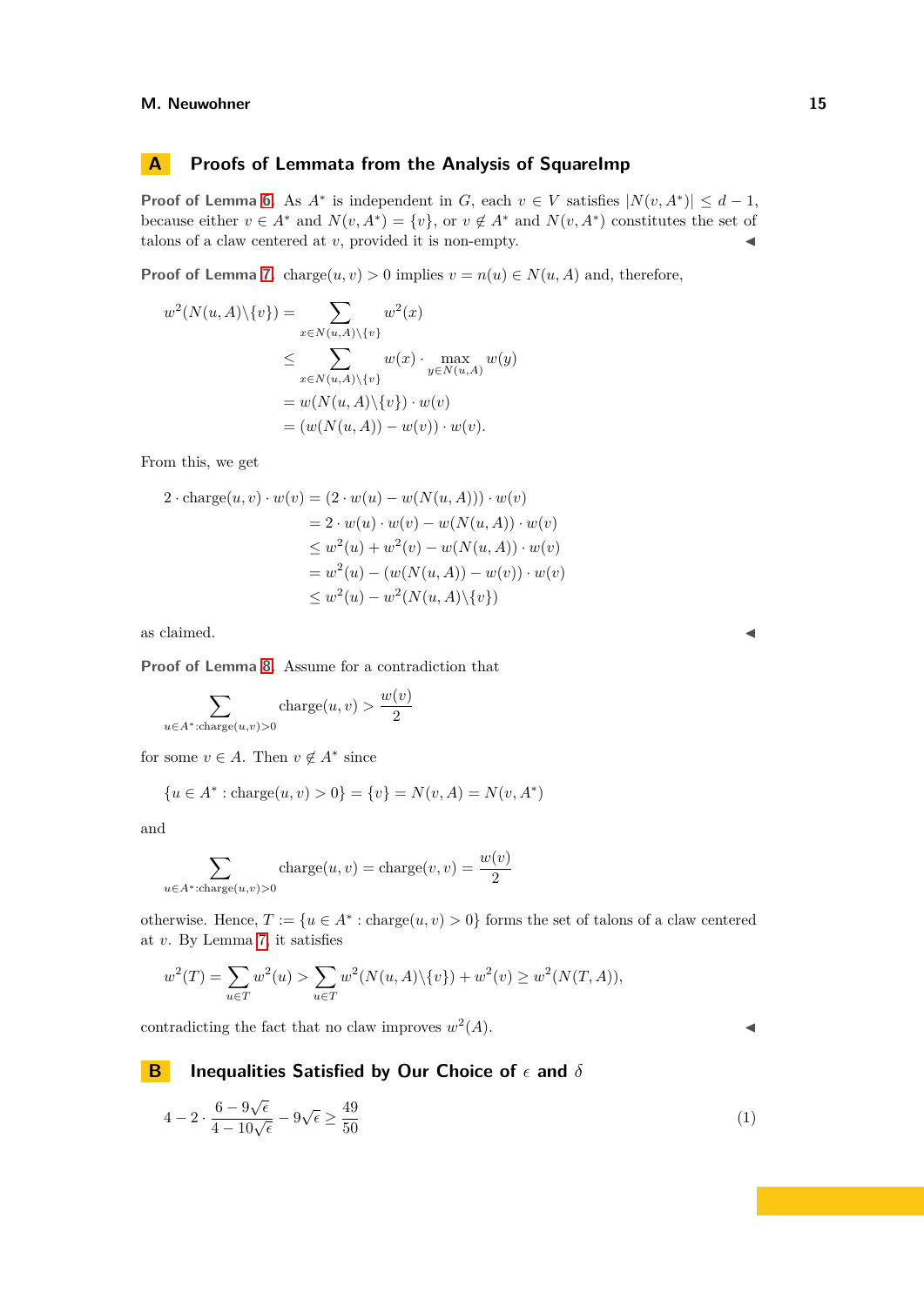## A Proofs of Lemmata from the Analysis of SquareImp

**Proof of Lemma 6.** As $A^*$ is independent in $G$, each $v \in V$ satisfies $|N(v, A^*)| \leq d-1$, because either $v \in A^*$ and $N(v, A^*) = \{v\}$, or $v \notin A^*$ and $N(v, A^*)$ constitutes the set of talons of a claw centered at $v$, provided it is non-empty. ◀

**Proof of Lemma 7.** $\text{charge}(u, v) > 0$ implies $v = n(u) \in N(u, A)$ and, therefore,

$$\begin{aligned}
w^2(N(u,A)\setminus\{v\}) &= \sum_{x \in N(u,A)\setminus\{v\}} w^2(x) \\
&\leq \sum_{x \in N(u,A)\setminus\{v\}} w(x) \cdot \max_{y \in N(u,A)} w(y) \\
&= w(N(u,A)\setminus\{v\}) \cdot w(v) \\
&= (w(N(u,A)) - w(v)) \cdot w(v).
\end{aligned}$$

From this, we get

$$\begin{aligned}
2 \cdot \text{charge}(u,v) \cdot w(v) &= (2 \cdot w(u) - w(N(u,A))) \cdot w(v) \\
&= 2 \cdot w(u) \cdot w(v) - w(N(u,A)) \cdot w(v) \\
&\leq w^2(u) + w^2(v) - w(N(u,A)) \cdot w(v) \\
&= w^2(u) - (w(N(u,A)) - w(v)) \cdot w(v) \\
&\leq w^2(u) - w^2(N(u,A)\setminus\{v\})
\end{aligned}$$

as claimed. ◀

**Proof of Lemma 8.** Assume for a contradiction that

$$\sum_{u \in A^* : \text{charge}(u,v) > 0} \text{charge}(u,v) > \frac{w(v)}{2}$$

for some $v \in A$. Then $v \notin A^*$ since

$$\{u \in A^* : \text{charge}(u,v) > 0\} = \{v\} = N(v,A) = N(v,A^*)$$

and

$$\sum_{u \in A^* : \text{charge}(u,v) > 0} \text{charge}(u,v) = \text{charge}(v,v) = \frac{w(v)}{2}$$

otherwise. Hence, $T := \{u \in A^* : \text{charge}(u,v) > 0\}$ forms the set of talons of a claw centered at $v$. By Lemma 7, it satisfies

$$w^2(T) = \sum_{u \in T} w^2(u) > \sum_{u \in T} w^2(N(u,A)\setminus\{v\}) + w^2(v) \geq w^2(N(T,A)),$$

contradicting the fact that no claw improves $w^2(A)$. ◀

## B Inequalities Satisfied by Our Choice of $\epsilon$ and $\delta$

$$4 - 2 \cdot \frac{6 - 9\sqrt{\epsilon}}{4 - 10\sqrt{\epsilon}} - 9\sqrt{\epsilon} \geq \frac{49}{50} \tag{1}$$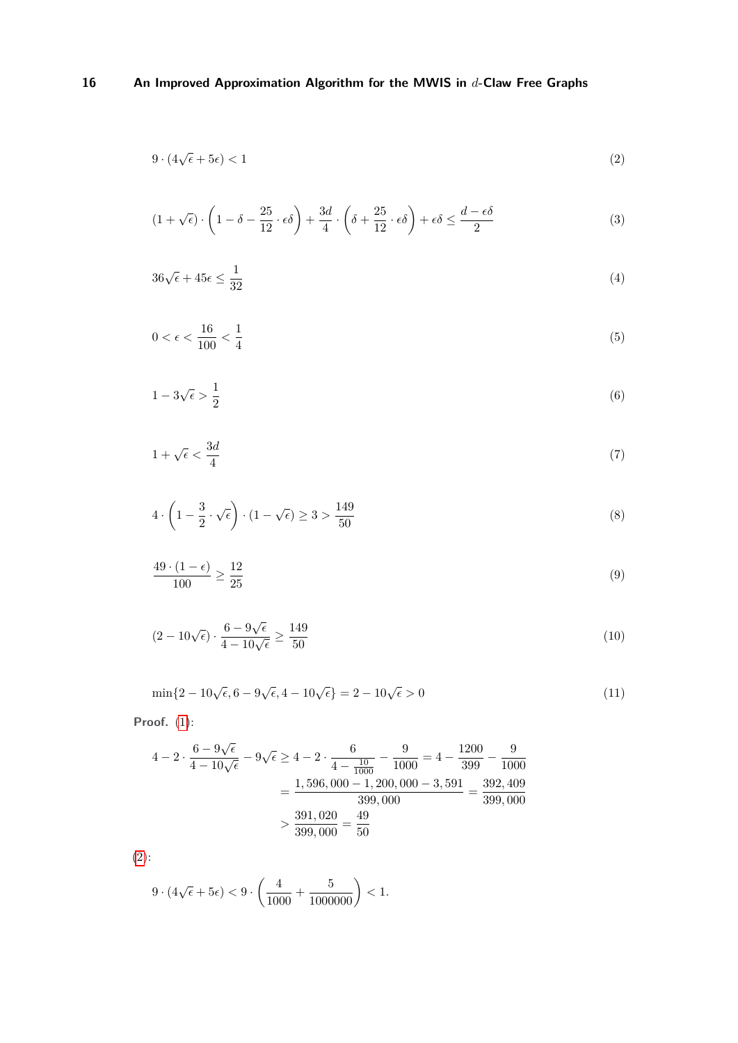$$9 \cdot (4\sqrt{\epsilon} + 5\epsilon) < 1 \tag{2}$$

$$(1+\sqrt{\epsilon}) \cdot \left(1 - \delta - \frac{25}{12} \cdot \epsilon\delta\right) + \frac{3d}{4} \cdot \left(\delta + \frac{25}{12} \cdot \epsilon\delta\right) + \epsilon\delta \leq \frac{d - \epsilon\delta}{2} \tag{3}$$

$$36\sqrt{\epsilon} + 45\epsilon \leq \frac{1}{32} \tag{4}$$

$$0 < \epsilon < \frac{16}{100} < \frac{1}{4} \tag{5}$$

$$1 - 3\sqrt{\epsilon} > \frac{1}{2} \tag{6}$$

$$1 + \sqrt{\epsilon} < \frac{3d}{4} \tag{7}$$

$$4 \cdot \left(1 - \frac{3}{2} \cdot \sqrt{\epsilon}\right) \cdot (1 - \sqrt{\epsilon}) \geq 3 > \frac{149}{50} \tag{8}$$

$$\frac{49 \cdot (1-\epsilon)}{100} \geq \frac{12}{25} \tag{9}$$

$$(2 - 10\sqrt{\epsilon}) \cdot \frac{6 - 9\sqrt{\epsilon}}{4 - 10\sqrt{\epsilon}} \geq \frac{149}{50} \tag{10}$$

$$\min\{2 - 10\sqrt{\epsilon}, 6 - 9\sqrt{\epsilon}, 4 - 10\sqrt{\epsilon}\} = 2 - 10\sqrt{\epsilon} > 0 \tag{11}$$

**Proof.** (1):

$$\begin{aligned} 4 - 2 \cdot \frac{6 - 9\sqrt{\epsilon}}{4 - 10\sqrt{\epsilon}} - 9\sqrt{\epsilon} &\geq 4 - 2 \cdot \frac{6}{4 - \frac{10}{1000}} - \frac{9}{1000} = 4 - \frac{1200}{399} - \frac{9}{1000} \\ &= \frac{1,596,000 - 1,200,000 - 3,591}{399,000} = \frac{392,409}{399,000} \\ &> \frac{391,020}{399,000} = \frac{49}{50} \end{aligned}$$

(2):

$$9 \cdot (4\sqrt{\epsilon} + 5\epsilon) < 9 \cdot \left(\frac{4}{1000} + \frac{5}{1000000}\right) < 1.$$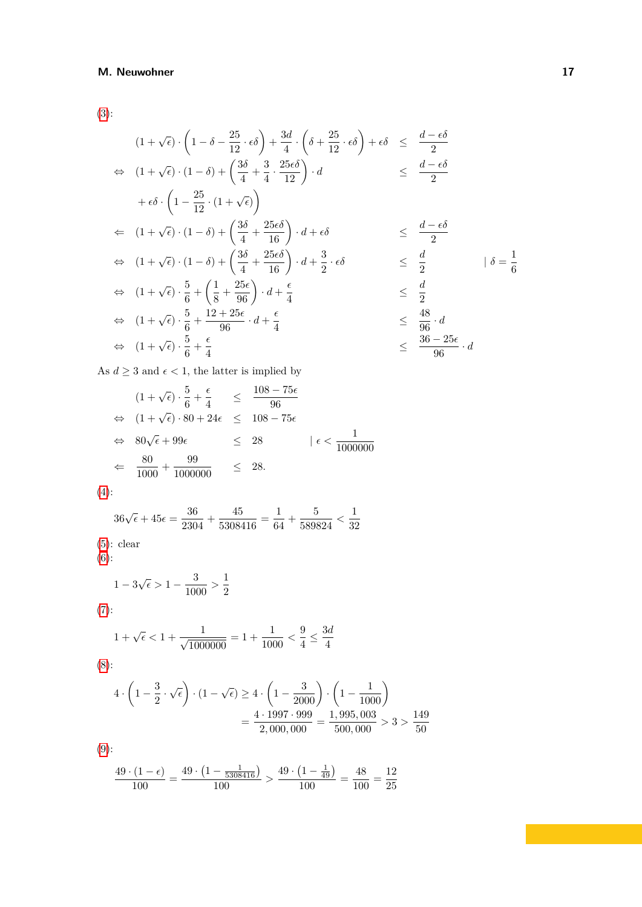(3):

$$
\begin{aligned}
& (1+\sqrt{\epsilon})\cdot\left(1-\delta-\frac{25}{12}\cdot\epsilon\delta\right)+\frac{3d}{4}\cdot\left(\delta+\frac{25}{12}\cdot\epsilon\delta\right)+\epsilon\delta && \leq && \frac{d-\epsilon\delta}{2} \\
\Leftrightarrow\quad & (1+\sqrt{\epsilon})\cdot(1-\delta)+\left(\frac{3\delta}{4}+\frac{3}{4}\cdot\frac{25\epsilon\delta}{12}\right)\cdot d && \leq && \frac{d-\epsilon\delta}{2} \\
& +\epsilon\delta\cdot\left(1-\frac{25}{12}\cdot(1+\sqrt{\epsilon})\right) && && \\
\Leftarrow\quad & (1+\sqrt{\epsilon})\cdot(1-\delta)+\left(\frac{3\delta}{4}+\frac{25\epsilon\delta}{16}\right)\cdot d+\epsilon\delta && \leq && \frac{d-\epsilon\delta}{2} \\
\Leftrightarrow\quad & (1+\sqrt{\epsilon})\cdot(1-\delta)+\left(\frac{3\delta}{4}+\frac{25\epsilon\delta}{16}\right)\cdot d+\frac{3}{2}\cdot\epsilon\delta && \leq && \frac{d}{2} && \mid \delta=\frac{1}{6} \\
\Leftrightarrow\quad & (1+\sqrt{\epsilon})\cdot\frac{5}{6}+\left(\frac{1}{8}+\frac{25\epsilon}{96}\right)\cdot d+\frac{\epsilon}{4} && \leq && \frac{d}{2} \\
\Leftrightarrow\quad & (1+\sqrt{\epsilon})\cdot\frac{5}{6}+\frac{12+25\epsilon}{96}\cdot d+\frac{\epsilon}{4} && \leq && \frac{48}{96}\cdot d \\
\Leftrightarrow\quad & (1+\sqrt{\epsilon})\cdot\frac{5}{6}+\frac{\epsilon}{4} && \leq && \frac{36-25\epsilon}{96}\cdot d
\end{aligned}
$$

As $d\geq 3$ and $\epsilon<1$, the latter is implied by

$$
\begin{aligned}
& (1+\sqrt{\epsilon})\cdot\frac{5}{6}+\frac{\epsilon}{4} && \leq && \frac{108-75\epsilon}{96} \\
\Leftrightarrow\quad & (1+\sqrt{\epsilon})\cdot 80+24\epsilon && \leq && 108-75\epsilon \\
\Leftrightarrow\quad & 80\sqrt{\epsilon}+99\epsilon && \leq && 28 && \mid \epsilon<\frac{1}{1000000} \\
\Leftarrow\quad & \frac{80}{1000}+\frac{99}{1000000} && \leq && 28.
\end{aligned}
$$

(4):

$$
36\sqrt{\epsilon}+45\epsilon=\frac{36}{2304}+\frac{45}{5308416}=\frac{1}{64}+\frac{5}{589824}<\frac{1}{32}
$$

(5): clear

(6):

$$
1-3\sqrt{\epsilon}>1-\frac{3}{1000}>\frac{1}{2}
$$

(7):

$$
1+\sqrt{\epsilon}<1+\frac{1}{\sqrt{1000000}}=1+\frac{1}{1000}<\frac{9}{4}\leq\frac{3d}{4}
$$

(8):

$$
\begin{aligned}
4\cdot\left(1-\frac{3}{2}\cdot\sqrt{\epsilon}\right)\cdot(1-\sqrt{\epsilon}) &\geq 4\cdot\left(1-\frac{3}{2000}\right)\cdot\left(1-\frac{1}{1000}\right) \\
&=\frac{4\cdot 1997\cdot 999}{2,000,000}=\frac{1,995,003}{500,000}>3>\frac{149}{50}
\end{aligned}
$$

(9):

$$
\frac{49\cdot(1-\epsilon)}{100}=\frac{49\cdot\left(1-\frac{1}{5308416}\right)}{100}>\frac{49\cdot\left(1-\frac{1}{49}\right)}{100}=\frac{48}{100}=\frac{12}{25}
$$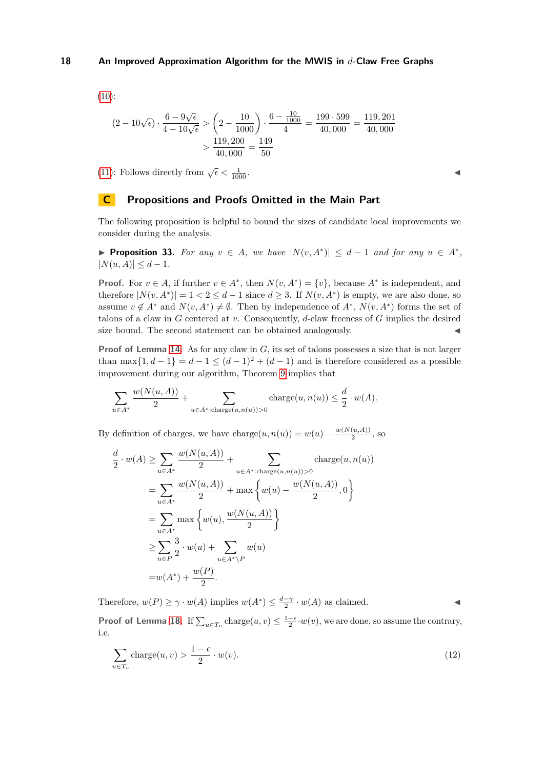(10):

$$(2-10\sqrt{\epsilon})\cdot\frac{6-9\sqrt{\epsilon}}{4-10\sqrt{\epsilon}} > \left(2-\frac{10}{1000}\right)\cdot\frac{6-\frac{10}{1000}}{4} = \frac{199\cdot 599}{40,000} = \frac{119,201}{40,000}$$
$$> \frac{119,200}{40,000} = \frac{149}{50}$$

(11): Follows directly from $\sqrt{\epsilon} < \frac{1}{1000}$. ◀

## C Propositions and Proofs Omitted in the Main Part

The following proposition is helpful to bound the sizes of candidate local improvements we consider during the analysis.

▶ **Proposition 33.** *For any $v \in A$, we have $|N(v, A^*)| \leq d-1$ and for any $u \in A^*$, $|N(u, A)| \leq d-1$.*

**Proof.** For $v \in A$, if further $v \in A^*$, then $N(v, A^*) = \{v\}$, because $A^*$ is independent, and therefore $|N(v, A^*)| = 1 < 2 \leq d-1$ since $d \geq 3$. If $N(v, A^*)$ is empty, we are also done, so assume $v \notin A^*$ and $N(v, A^*) \neq \emptyset$. Then by independence of $A^*$, $N(v, A^*)$ forms the set of talons of a claw in $G$ centered at $v$. Consequently, $d$-claw freeness of $G$ implies the desired size bound. The second statement can be obtained analogously. ◀

**Proof of Lemma 14.** As for any claw in $G$, its set of talons possesses a size that is not larger than $\max\{1, d-1\} = d-1 \leq (d-1)^2 + (d-1)$ and is therefore considered as a possible improvement during our algorithm, Theorem 9 implies that

$$\sum_{u\in A^*}\frac{w(N(u,A))}{2} + \sum_{u\in A^*:\text{charge}(u,n(u))>0}\text{charge}(u,n(u)) \leq \frac{d}{2}\cdot w(A).$$

By definition of charges, we have $\text{charge}(u, n(u)) = w(u) - \frac{w(N(u,A))}{2}$, so

$$\begin{aligned}
\frac{d}{2}\cdot w(A) &\geq \sum_{u\in A^*}\frac{w(N(u,A))}{2} + \sum_{u\in A^*:\text{charge}(u,n(u))>0}\text{charge}(u,n(u)) \\
&= \sum_{u\in A^*}\frac{w(N(u,A))}{2} + \max\left\{w(u)-\frac{w(N(u,A))}{2}, 0\right\} \\
&= \sum_{u\in A^*}\max\left\{w(u), \frac{w(N(u,A))}{2}\right\} \\
&\geq \sum_{u\in P}\frac{3}{2}\cdot w(u) + \sum_{u\in A^*\setminus P} w(u) \\
&= w(A^*) + \frac{w(P)}{2}.
\end{aligned}$$

Therefore, $w(P) \geq \gamma \cdot w(A)$ implies $w(A^*) \leq \frac{d-\gamma}{2}\cdot w(A)$ as claimed. ◀

**Proof of Lemma 18.** If $\sum_{u\in T_v}\text{charge}(u,v) \leq \frac{1-\epsilon}{2}\cdot w(v)$, we are done, so assume the contrary, i.e.

$$\sum_{u\in T_v}\text{charge}(u,v) > \frac{1-\epsilon}{2}\cdot w(v). \tag{12}$$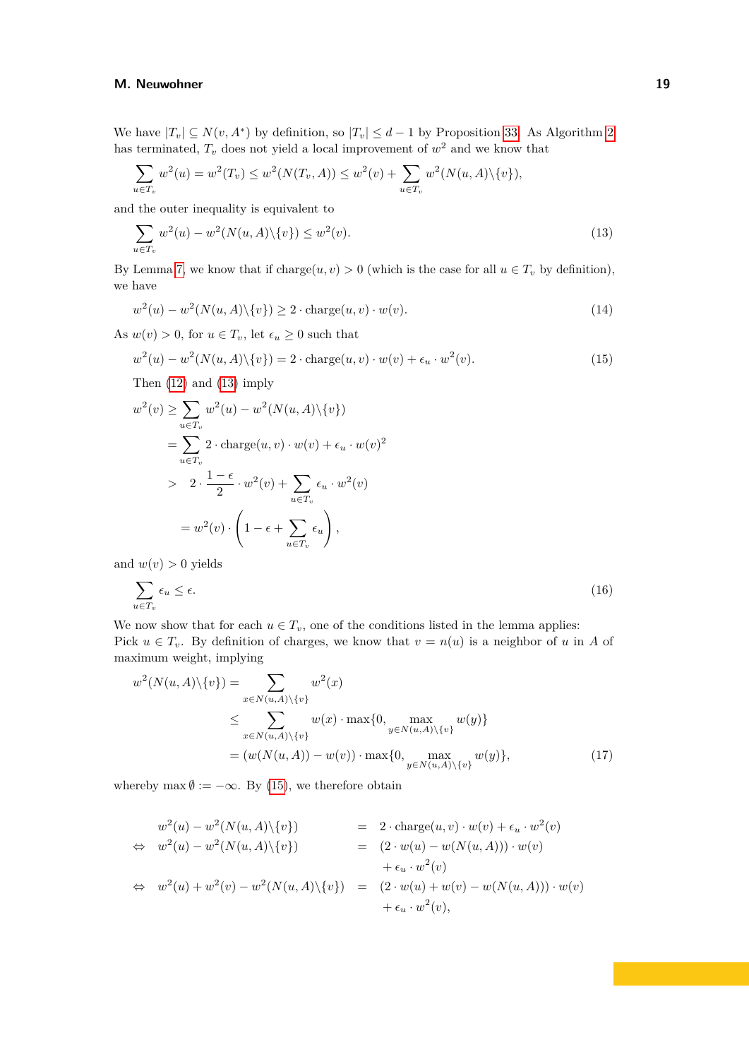We have $|T_v| \subseteq N(v, A^*)$ by definition, so $|T_v| \leq d - 1$ by Proposition 33. As Algorithm 2 has terminated, $T_v$ does not yield a local improvement of $w^2$ and we know that

$$\sum_{u \in T_v} w^2(u) = w^2(T_v) \leq w^2(N(T_v, A)) \leq w^2(v) + \sum_{u \in T_v} w^2(N(u, A) \backslash \{v\}),$$

and the outer inequality is equivalent to

$$\sum_{u \in T_v} w^2(u) - w^2(N(u, A) \backslash \{v\}) \leq w^2(v). \tag{13}$$

By Lemma 7, we know that if $\text{charge}(u, v) > 0$ (which is the case for all $u \in T_v$ by definition), we have

$$w^2(u) - w^2(N(u, A) \backslash \{v\}) \geq 2 \cdot \text{charge}(u, v) \cdot w(v). \tag{14}$$

As $w(v) > 0$, for $u \in T_v$, let $\epsilon_u \geq 0$ such that

$$w^2(u) - w^2(N(u, A) \backslash \{v\}) = 2 \cdot \text{charge}(u, v) \cdot w(v) + \epsilon_u \cdot w^2(v). \tag{15}$$

Then (12) and (13) imply

$$\begin{aligned}
w^2(v) &\geq \sum_{u \in T_v} w^2(u) - w^2(N(u, A) \backslash \{v\}) \\
&= \sum_{u \in T_v} 2 \cdot \text{charge}(u, v) \cdot w(v) + \epsilon_u \cdot w(v)^2 \\
&> \quad 2 \cdot \frac{1 - \epsilon}{2} \cdot w^2(v) + \sum_{u \in T_v} \epsilon_u \cdot w^2(v) \\
&= w^2(v) \cdot \left(1 - \epsilon + \sum_{u \in T_v} \epsilon_u\right),
\end{aligned}$$

and $w(v) > 0$ yields

$$\sum_{u \in T_v} \epsilon_u \leq \epsilon. \tag{16}$$

We now show that for each $u \in T_v$, one of the conditions listed in the lemma applies:
Pick $u \in T_v$. By definition of charges, we know that $v = n(u)$ is a neighbor of $u$ in $A$ of maximum weight, implying

$$\begin{aligned}
w^2(N(u, A) \backslash \{v\}) &= \sum_{x \in N(u, A) \backslash \{v\}} w^2(x) \\
&\leq \sum_{x \in N(u, A) \backslash \{v\}} w(x) \cdot \max\{0, \max_{y \in N(u, A) \backslash \{v\}} w(y)\} \\
&= (w(N(u, A)) - w(v)) \cdot \max\{0, \max_{y \in N(u, A) \backslash \{v\}} w(y)\},
\end{aligned} \tag{17}$$

whereby $\max \emptyset := -\infty$. By (15), we therefore obtain

$$\begin{aligned}
& w^2(u) - w^2(N(u, A) \backslash \{v\}) &&= 2 \cdot \text{charge}(u, v) \cdot w(v) + \epsilon_u \cdot w^2(v) \\
\Leftrightarrow \quad & w^2(u) - w^2(N(u, A) \backslash \{v\}) &&= (2 \cdot w(u) - w(N(u, A))) \cdot w(v) \\
& &&\quad + \epsilon_u \cdot w^2(v) \\
\Leftrightarrow \quad & w^2(u) + w^2(v) - w^2(N(u, A) \backslash \{v\}) &&= (2 \cdot w(u) + w(v) - w(N(u, A))) \cdot w(v) \\
& &&\quad + \epsilon_u \cdot w^2(v),
\end{aligned}$$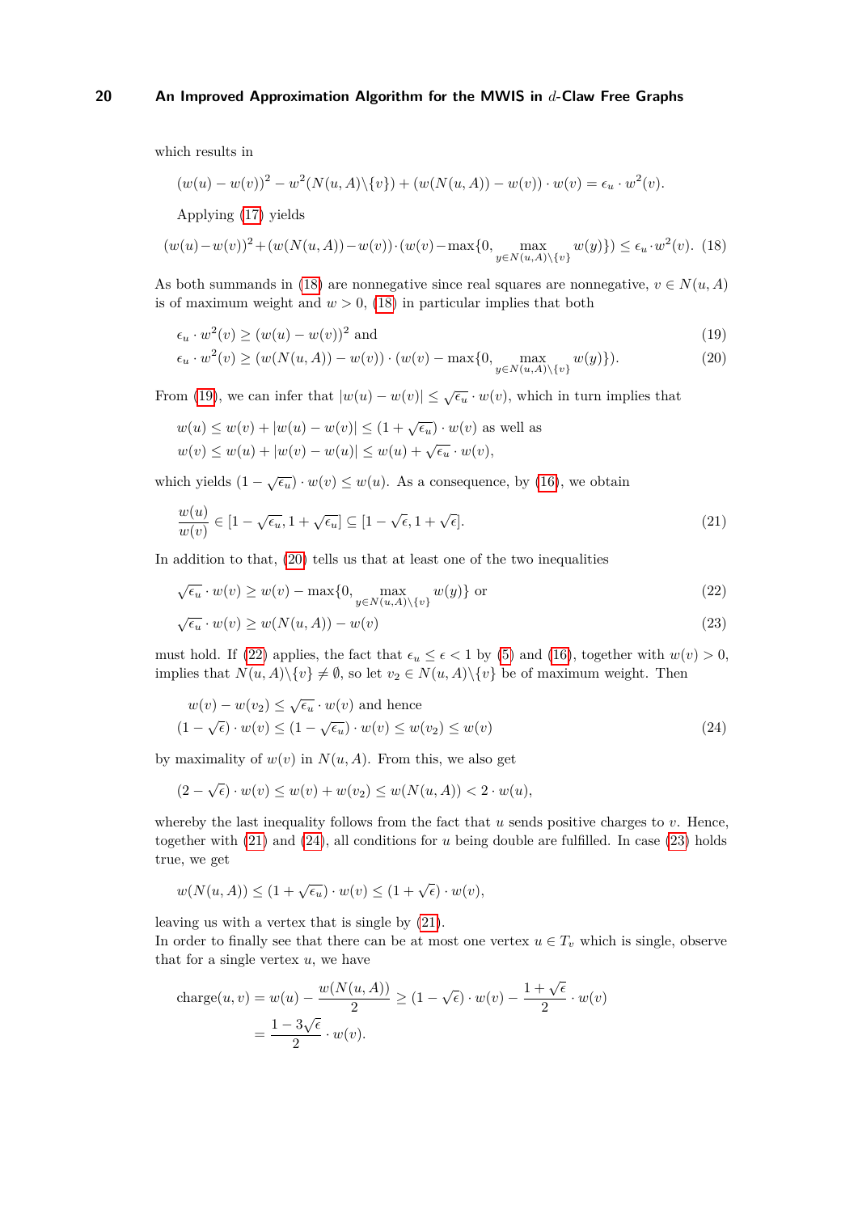which results in

$$(w(u) - w(v))^2 - w^2(N(u,A)\backslash\{v\}) + (w(N(u,A)) - w(v)) \cdot w(v) = \epsilon_u \cdot w^2(v).$$

Applying (17) yields

$$(w(u)-w(v))^2+(w(N(u,A))-w(v))\cdot(w(v)-\max\{0, \max_{y\in N(u,A)\backslash\{v\}} w(y)\}) \leq \epsilon_u \cdot w^2(v). \quad (18)$$

As both summands in (18) are nonnegative since real squares are nonnegative, $v \in N(u,A)$ is of maximum weight and $w > 0$, (18) in particular implies that both

$$\epsilon_u \cdot w^2(v) \geq (w(u) - w(v))^2 \text{ and} \quad (19)$$

$$\epsilon_u \cdot w^2(v) \geq (w(N(u,A)) - w(v)) \cdot (w(v) - \max\{0, \max_{y\in N(u,A)\backslash\{v\}} w(y)\}). \quad (20)$$

From (19), we can infer that $|w(u) - w(v)| \leq \sqrt{\epsilon_u} \cdot w(v)$, which in turn implies that

$$w(u) \leq w(v) + |w(u) - w(v)| \leq (1 + \sqrt{\epsilon_u}) \cdot w(v) \text{ as well as}$$
$$w(v) \leq w(u) + |w(v) - w(u)| \leq w(u) + \sqrt{\epsilon_u} \cdot w(v),$$

which yields $(1 - \sqrt{\epsilon_u}) \cdot w(v) \leq w(u)$. As a consequence, by (16), we obtain

$$\frac{w(u)}{w(v)} \in [1 - \sqrt{\epsilon_u}, 1 + \sqrt{\epsilon_u}] \subseteq [1 - \sqrt{\epsilon}, 1 + \sqrt{\epsilon}]. \quad (21)$$

In addition to that, (20) tells us that at least one of the two inequalities

$$\sqrt{\epsilon_u} \cdot w(v) \geq w(v) - \max\{0, \max_{y\in N(u,A)\backslash\{v\}} w(y)\} \text{ or} \quad (22)$$

$$\sqrt{\epsilon_u} \cdot w(v) \geq w(N(u,A)) - w(v) \quad (23)$$

must hold. If (22) applies, the fact that $\epsilon_u \leq \epsilon < 1$ by (5) and (16), together with $w(v) > 0$, implies that $N(u,A)\backslash\{v\} \neq \emptyset$, so let $v_2 \in N(u,A)\backslash\{v\}$ be of maximum weight. Then

$$w(v) - w(v_2) \leq \sqrt{\epsilon_u} \cdot w(v) \text{ and hence}$$
$$(1 - \sqrt{\epsilon}) \cdot w(v) \leq (1 - \sqrt{\epsilon_u}) \cdot w(v) \leq w(v_2) \leq w(v) \quad (24)$$

by maximality of $w(v)$ in $N(u,A)$. From this, we also get

$$(2 - \sqrt{\epsilon}) \cdot w(v) \leq w(v) + w(v_2) \leq w(N(u,A)) < 2 \cdot w(u),$$

whereby the last inequality follows from the fact that $u$ sends positive charges to $v$. Hence, together with (21) and (24), all conditions for $u$ being double are fulfilled. In case (23) holds true, we get

$$w(N(u,A)) \leq (1 + \sqrt{\epsilon_u}) \cdot w(v) \leq (1 + \sqrt{\epsilon}) \cdot w(v),$$

leaving us with a vertex that is single by (21).

In order to finally see that there can be at most one vertex $u \in T_v$ which is single, observe that for a single vertex $u$, we have

$$\text{charge}(u,v) = w(u) - \frac{w(N(u,A))}{2} \geq (1 - \sqrt{\epsilon}) \cdot w(v) - \frac{1 + \sqrt{\epsilon}}{2} \cdot w(v)$$
$$= \frac{1 - 3\sqrt{\epsilon}}{2} \cdot w(v).$$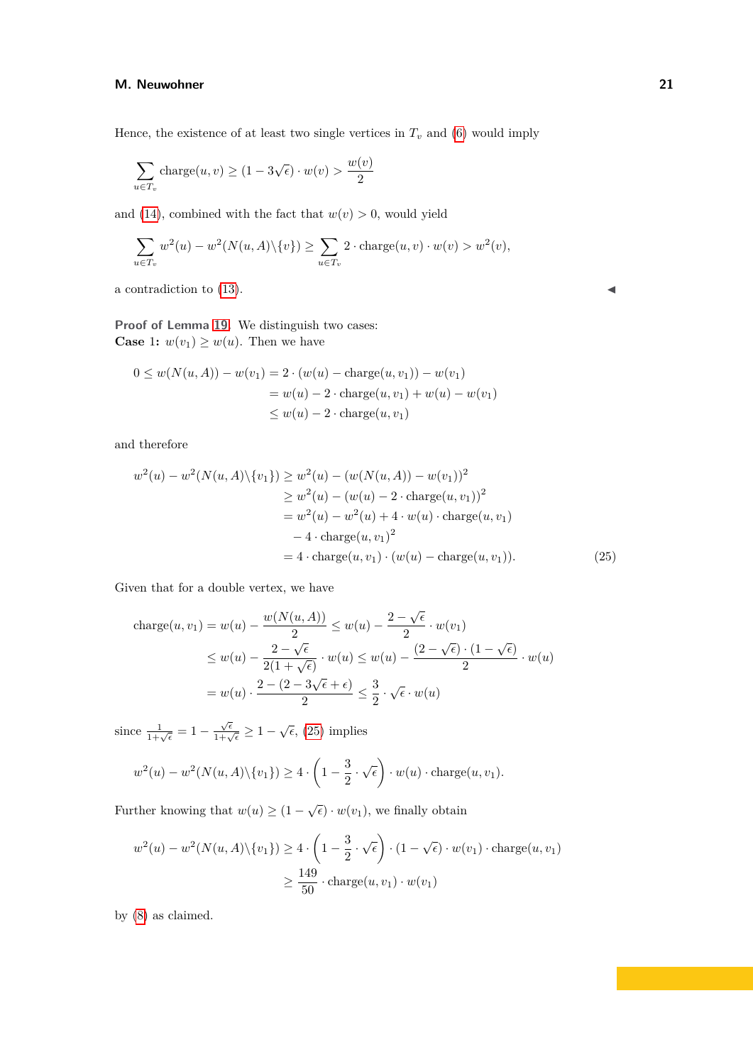Hence, the existence of at least two single vertices in $T_v$ and (6) would imply

$$\sum_{u \in T_v} \text{charge}(u, v) \geq (1 - 3\sqrt{\epsilon}) \cdot w(v) > \frac{w(v)}{2}$$

and (14), combined with the fact that $w(v) > 0$, would yield

$$\sum_{u \in T_v} w^2(u) - w^2(N(u, A) \backslash \{v\}) \geq \sum_{u \in T_v} 2 \cdot \text{charge}(u, v) \cdot w(v) > w^2(v),$$

a contradiction to (13). ◀

**Proof of Lemma 19.** We distinguish two cases:
**Case 1:** $w(v_1) \geq w(u)$. Then we have

$$\begin{aligned}
0 \leq w(N(u, A)) - w(v_1) &= 2 \cdot (w(u) - \text{charge}(u, v_1)) - w(v_1) \\
&= w(u) - 2 \cdot \text{charge}(u, v_1) + w(u) - w(v_1) \\
&\leq w(u) - 2 \cdot \text{charge}(u, v_1)
\end{aligned}$$

and therefore

$$\begin{aligned}
w^2(u) - w^2(N(u, A) \backslash \{v_1\}) &\geq w^2(u) - (w(N(u, A)) - w(v_1))^2 \\
&\geq w^2(u) - (w(u) - 2 \cdot \text{charge}(u, v_1))^2 \\
&= w^2(u) - w^2(u) + 4 \cdot w(u) \cdot \text{charge}(u, v_1) \\
&\quad - 4 \cdot \text{charge}(u, v_1)^2 \\
&= 4 \cdot \text{charge}(u, v_1) \cdot (w(u) - \text{charge}(u, v_1)). \qquad (25)
\end{aligned}$$

Given that for a double vertex, we have

$$\begin{aligned}
\text{charge}(u, v_1) = w(u) - \frac{w(N(u, A))}{2} &\leq w(u) - \frac{2 - \sqrt{\epsilon}}{2} \cdot w(v_1) \\
&\leq w(u) - \frac{2 - \sqrt{\epsilon}}{2(1 + \sqrt{\epsilon})} \cdot w(u) \leq w(u) - \frac{(2 - \sqrt{\epsilon}) \cdot (1 - \sqrt{\epsilon})}{2} \cdot w(u) \\
&= w(u) \cdot \frac{2 - (2 - 3\sqrt{\epsilon} + \epsilon)}{2} \leq \frac{3}{2} \cdot \sqrt{\epsilon} \cdot w(u)
\end{aligned}$$

since $\frac{1}{1+\sqrt{\epsilon}} = 1 - \frac{\sqrt{\epsilon}}{1+\sqrt{\epsilon}} \geq 1 - \sqrt{\epsilon}$, (25) implies

$$w^2(u) - w^2(N(u, A) \backslash \{v_1\}) \geq 4 \cdot \left(1 - \frac{3}{2} \cdot \sqrt{\epsilon}\right) \cdot w(u) \cdot \text{charge}(u, v_1).$$

Further knowing that $w(u) \geq (1 - \sqrt{\epsilon}) \cdot w(v_1)$, we finally obtain

$$\begin{aligned}
w^2(u) - w^2(N(u, A) \backslash \{v_1\}) &\geq 4 \cdot \left(1 - \frac{3}{2} \cdot \sqrt{\epsilon}\right) \cdot (1 - \sqrt{\epsilon}) \cdot w(v_1) \cdot \text{charge}(u, v_1) \\
&\geq \frac{149}{50} \cdot \text{charge}(u, v_1) \cdot w(v_1)
\end{aligned}$$

by (8) as claimed.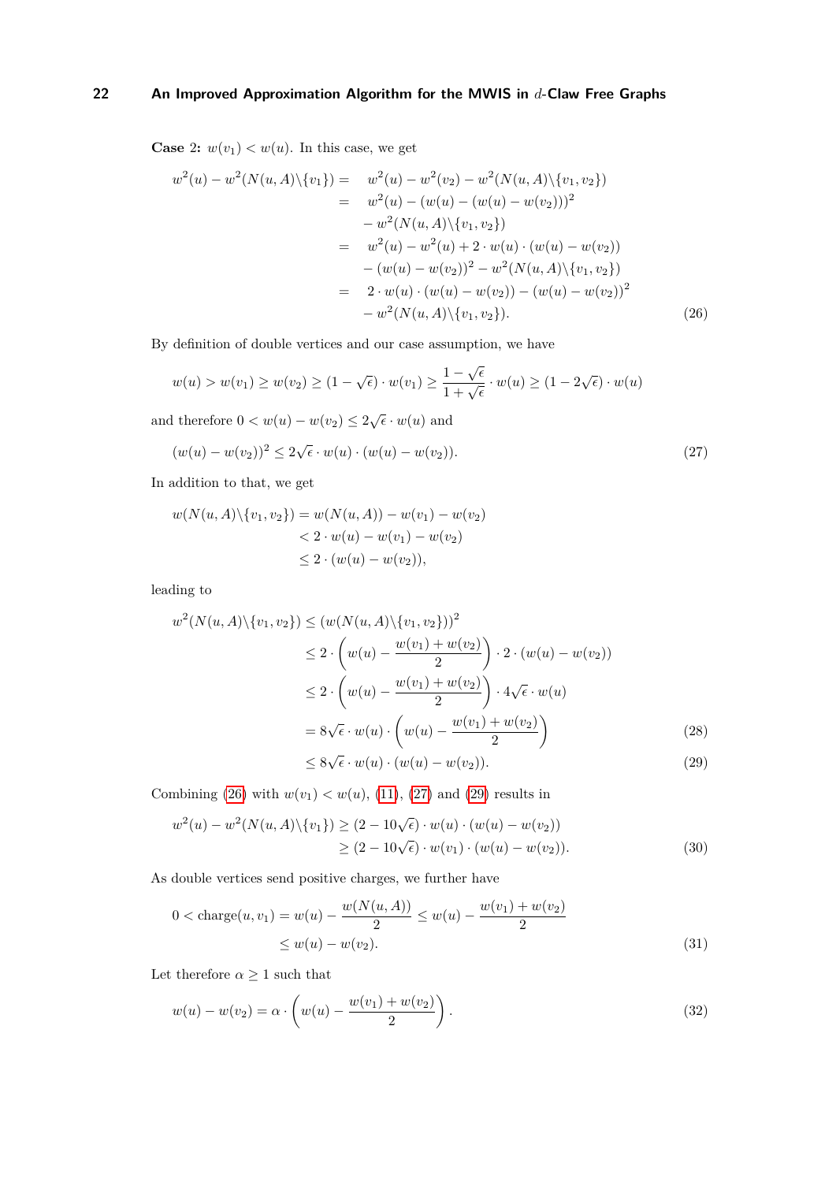**Case 2:** $w(v_1) < w(u)$. In this case, we get

$$
\begin{aligned}
w^2(u) - w^2(N(u,A)\backslash\{v_1\}) = \quad & w^2(u) - w^2(v_2) - w^2(N(u,A)\backslash\{v_1,v_2\}) \\
= \quad & w^2(u) - (w(u) - (w(u) - w(v_2)))^2 \\
& - w^2(N(u,A)\backslash\{v_1,v_2\}) \\
= \quad & w^2(u) - w^2(u) + 2 \cdot w(u) \cdot (w(u) - w(v_2)) \\
& - (w(u) - w(v_2))^2 - w^2(N(u,A)\backslash\{v_1,v_2\}) \\
= \quad & 2 \cdot w(u) \cdot (w(u) - w(v_2)) - (w(u) - w(v_2))^2 \\
& - w^2(N(u,A)\backslash\{v_1,v_2\}).
\end{aligned}
\tag{26}
$$

By definition of double vertices and our case assumption, we have

$$
w(u) > w(v_1) \geq w(v_2) \geq (1 - \sqrt{\epsilon}) \cdot w(v_1) \geq \frac{1-\sqrt{\epsilon}}{1+\sqrt{\epsilon}} \cdot w(u) \geq (1 - 2\sqrt{\epsilon}) \cdot w(u)
$$

and therefore $0 < w(u) - w(v_2) \leq 2\sqrt{\epsilon} \cdot w(u)$ and

$$
(w(u) - w(v_2))^2 \leq 2\sqrt{\epsilon} \cdot w(u) \cdot (w(u) - w(v_2)). \tag{27}
$$

In addition to that, we get

$$
\begin{aligned}
w(N(u,A)\backslash\{v_1,v_2\}) &= w(N(u,A)) - w(v_1) - w(v_2) \\
&< 2 \cdot w(u) - w(v_1) - w(v_2) \\
&\leq 2 \cdot (w(u) - w(v_2)),
\end{aligned}
$$

leading to

$$
\begin{aligned}
w^2(N(u,A)\backslash\{v_1,v_2\}) &\leq (w(N(u,A)\backslash\{v_1,v_2\}))^2 \\
&\leq 2 \cdot \left(w(u) - \frac{w(v_1) + w(v_2)}{2}\right) \cdot 2 \cdot (w(u) - w(v_2)) \\
&\leq 2 \cdot \left(w(u) - \frac{w(v_1) + w(v_2)}{2}\right) \cdot 4\sqrt{\epsilon} \cdot w(u) \\
&= 8\sqrt{\epsilon} \cdot w(u) \cdot \left(w(u) - \frac{w(v_1) + w(v_2)}{2}\right) && (28) \\
&\leq 8\sqrt{\epsilon} \cdot w(u) \cdot (w(u) - w(v_2)). && (29)
\end{aligned}
$$

Combining (26) with $w(v_1) < w(u)$, (11), (27) and (29) results in

$$
\begin{aligned}
w^2(u) - w^2(N(u,A)\backslash\{v_1\}) &\geq (2 - 10\sqrt{\epsilon}) \cdot w(u) \cdot (w(u) - w(v_2)) \\
&\geq (2 - 10\sqrt{\epsilon}) \cdot w(v_1) \cdot (w(u) - w(v_2)).
\end{aligned}
\tag{30}
$$

As double vertices send positive charges, we further have

$$
\begin{aligned}
0 < \text{charge}(u, v_1) = w(u) - \frac{w(N(u,A))}{2} &\leq w(u) - \frac{w(v_1) + w(v_2)}{2} \\
&\leq w(u) - w(v_2).
\end{aligned}
\tag{31}
$$

Let therefore $\alpha \geq 1$ such that

$$
w(u) - w(v_2) = \alpha \cdot \left(w(u) - \frac{w(v_1) + w(v_2)}{2}\right). \tag{32}
$$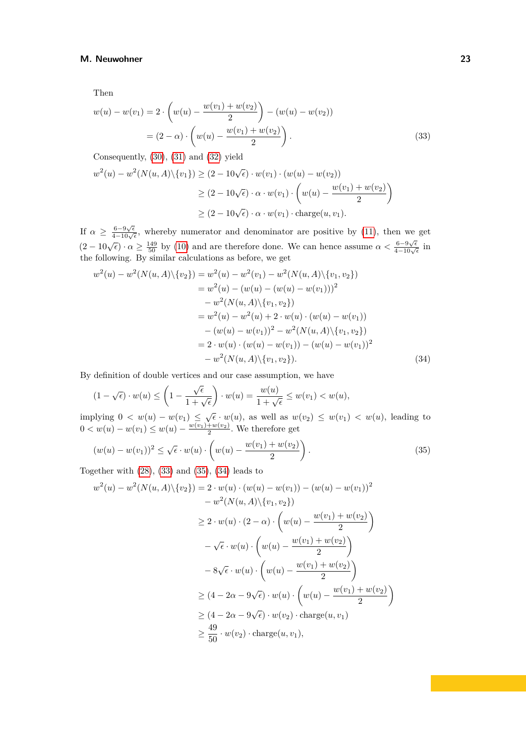Then

$$
\begin{aligned}
w(u) - w(v_1) &= 2 \cdot \left( w(u) - \frac{w(v_1) + w(v_2)}{2} \right) - (w(u) - w(v_2)) \\
&= (2 - \alpha) \cdot \left( w(u) - \frac{w(v_1) + w(v_2)}{2} \right). \qquad (33)
\end{aligned}
$$

Consequently, (30), (31) and (32) yield

$$
\begin{aligned}
w^2(u) - w^2(N(u, A) \backslash \{v_1\}) &\geq (2 - 10\sqrt{\epsilon}) \cdot w(v_1) \cdot (w(u) - w(v_2)) \\
&\geq (2 - 10\sqrt{\epsilon}) \cdot \alpha \cdot w(v_1) \cdot \left( w(u) - \frac{w(v_1) + w(v_2)}{2} \right) \\
&\geq (2 - 10\sqrt{\epsilon}) \cdot \alpha \cdot w(v_1) \cdot \operatorname{charge}(u, v_1).
\end{aligned}
$$

If $\alpha \geq \frac{6 - 9\sqrt{\epsilon}}{4 - 10\sqrt{\epsilon}}$, whereby numerator and denominator are positive by (11), then we get $(2 - 10\sqrt{\epsilon}) \cdot \alpha \geq \frac{149}{50}$ by (10) and are therefore done. We can hence assume $\alpha < \frac{6 - 9\sqrt{\epsilon}}{4 - 10\sqrt{\epsilon}}$ in the following. By similar calculations as before, we get

$$
\begin{aligned}
w^2(u) - w^2(N(u, A) \backslash \{v_2\}) &= w^2(u) - w^2(v_1) - w^2(N(u, A) \backslash \{v_1, v_2\}) \\
&= w^2(u) - (w(u) - (w(u) - w(v_1)))^2 \\
&\quad - w^2(N(u, A) \backslash \{v_1, v_2\}) \\
&= w^2(u) - w^2(u) + 2 \cdot w(u) \cdot (w(u) - w(v_1)) \\
&\quad - (w(u) - w(v_1))^2 - w^2(N(u, A) \backslash \{v_1, v_2\}) \\
&= 2 \cdot w(u) \cdot (w(u) - w(v_1)) - (w(u) - w(v_1))^2 \\
&\quad - w^2(N(u, A) \backslash \{v_1, v_2\}). \qquad (34)
\end{aligned}
$$

By definition of double vertices and our case assumption, we have

$$
(1 - \sqrt{\epsilon}) \cdot w(u) \leq \left( 1 - \frac{\sqrt{\epsilon}}{1 + \sqrt{\epsilon}} \right) \cdot w(u) = \frac{w(u)}{1 + \sqrt{\epsilon}} \leq w(v_1) < w(u),
$$

implying $0 < w(u) - w(v_1) \leq \sqrt{\epsilon} \cdot w(u)$, as well as $w(v_2) \leq w(v_1) < w(u)$, leading to $0 < w(u) - w(v_1) \leq w(u) - \frac{w(v_1) + w(v_2)}{2}$. We therefore get

$$
(w(u) - w(v_1))^2 \leq \sqrt{\epsilon} \cdot w(u) \cdot \left( w(u) - \frac{w(v_1) + w(v_2)}{2} \right). \qquad (35)
$$

Together with (28), (33) and (35), (34) leads to

$$
\begin{aligned}
w^2(u) - w^2(N(u, A) \backslash \{v_2\}) &= 2 \cdot w(u) \cdot (w(u) - w(v_1)) - (w(u) - w(v_1))^2 \\
&\quad - w^2(N(u, A) \backslash \{v_1, v_2\}) \\
&\geq 2 \cdot w(u) \cdot (2 - \alpha) \cdot \left( w(u) - \frac{w(v_1) + w(v_2)}{2} \right) \\
&\quad - \sqrt{\epsilon} \cdot w(u) \cdot \left( w(u) - \frac{w(v_1) + w(v_2)}{2} \right) \\
&\quad - 8\sqrt{\epsilon} \cdot w(u) \cdot \left( w(u) - \frac{w(v_1) + w(v_2)}{2} \right) \\
&\geq (4 - 2\alpha - 9\sqrt{\epsilon}) \cdot w(u) \cdot \left( w(u) - \frac{w(v_1) + w(v_2)}{2} \right) \\
&\geq (4 - 2\alpha - 9\sqrt{\epsilon}) \cdot w(v_2) \cdot \operatorname{charge}(u, v_1) \\
&\geq \frac{49}{50} \cdot w(v_2) \cdot \operatorname{charge}(u, v_1),
\end{aligned}
$$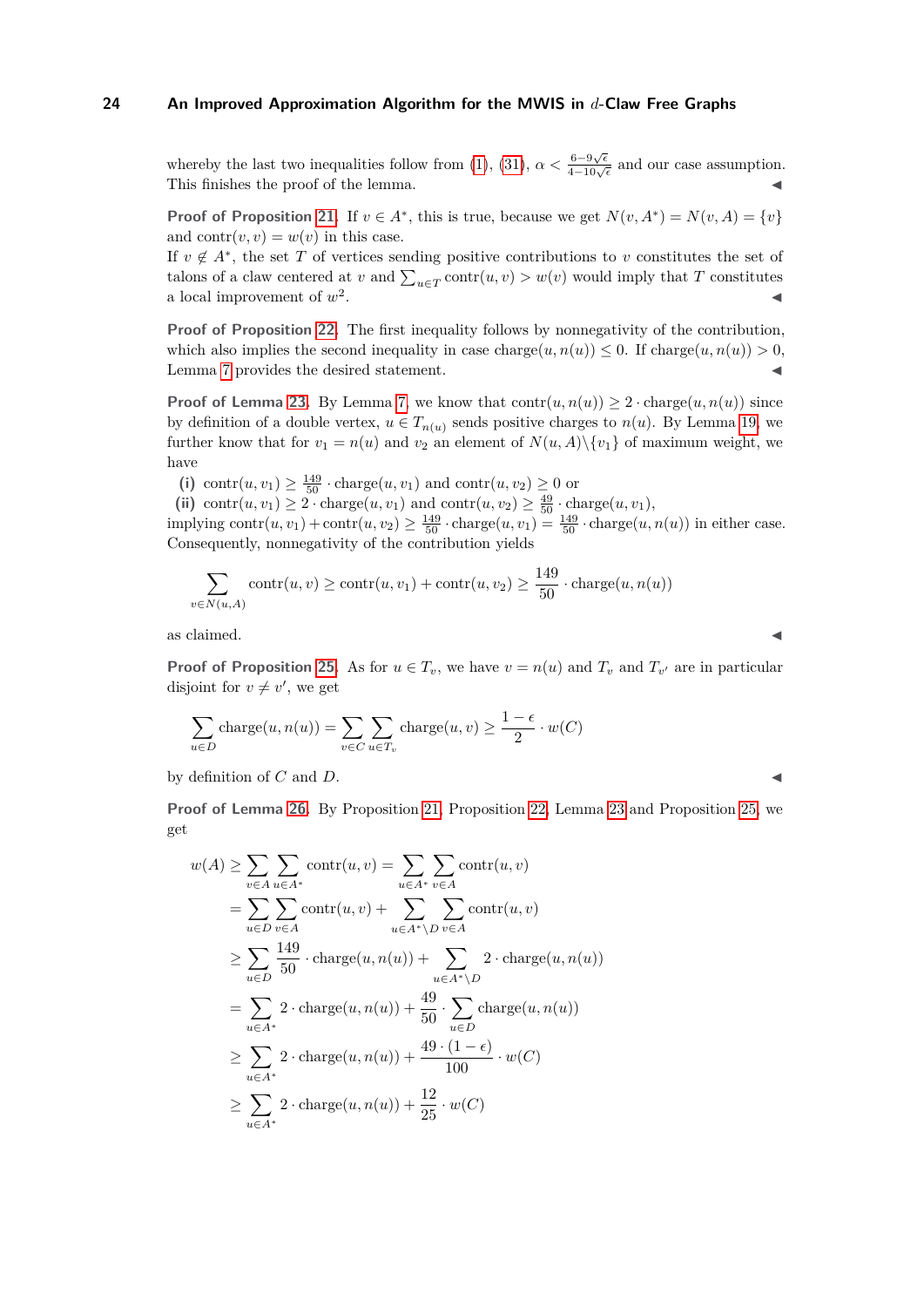whereby the last two inequalities follow from (1), (31), $\alpha < \frac{6-9\sqrt{\epsilon}}{4-10\sqrt{\epsilon}}$ and our case assumption. This finishes the proof of the lemma. ◀

**Proof of Proposition 21.** If $v \in A^*$, this is true, because we get $N(v, A^*) = N(v, A) = \{v\}$ and $\operatorname{contr}(v, v) = w(v)$ in this case.
If $v \notin A^*$, the set $T$ of vertices sending positive contributions to $v$ constitutes the set of talons of a claw centered at $v$ and $\sum_{u \in T} \operatorname{contr}(u, v) > w(v)$ would imply that $T$ constitutes a local improvement of $w^2$. ◀

**Proof of Proposition 22.** The first inequality follows by nonnegativity of the contribution, which also implies the second inequality in case $\operatorname{charge}(u, n(u)) \leq 0$. If $\operatorname{charge}(u, n(u)) > 0$, Lemma 7 provides the desired statement. ◀

**Proof of Lemma 23.** By Lemma 7, we know that $\operatorname{contr}(u, n(u)) \geq 2 \cdot \operatorname{charge}(u, n(u))$ since by definition of a double vertex, $u \in T_{n(u)}$ sends positive charges to $n(u)$. By Lemma 19, we further know that for $v_1 = n(u)$ and $v_2$ an element of $N(u, A) \setminus \{v_1\}$ of maximum weight, we have

**(i)** $\operatorname{contr}(u, v_1) \geq \frac{149}{50} \cdot \operatorname{charge}(u, v_1)$ and $\operatorname{contr}(u, v_2) \geq 0$ or
**(ii)** $\operatorname{contr}(u, v_1) \geq 2 \cdot \operatorname{charge}(u, v_1)$ and $\operatorname{contr}(u, v_2) \geq \frac{49}{50} \cdot \operatorname{charge}(u, v_1)$,

implying $\operatorname{contr}(u, v_1) + \operatorname{contr}(u, v_2) \geq \frac{149}{50} \cdot \operatorname{charge}(u, v_1) = \frac{149}{50} \cdot \operatorname{charge}(u, n(u))$ in either case. Consequently, nonnegativity of the contribution yields

$$\sum_{v \in N(u,A)} \operatorname{contr}(u, v) \geq \operatorname{contr}(u, v_1) + \operatorname{contr}(u, v_2) \geq \frac{149}{50} \cdot \operatorname{charge}(u, n(u))$$

as claimed. ◀

**Proof of Proposition 25.** As for $u \in T_v$, we have $v = n(u)$ and $T_v$ and $T_{v'}$ are in particular disjoint for $v \neq v'$, we get

$$\sum_{u \in D} \operatorname{charge}(u, n(u)) = \sum_{v \in C} \sum_{u \in T_v} \operatorname{charge}(u, v) \geq \frac{1-\epsilon}{2} \cdot w(C)$$

by definition of $C$ and $D$. ◀

**Proof of Lemma 26.** By Proposition 21, Proposition 22, Lemma 23 and Proposition 25, we get

$$
\begin{aligned}
w(A) &\geq \sum_{v \in A} \sum_{u \in A^*} \operatorname{contr}(u, v) = \sum_{u \in A^*} \sum_{v \in A} \operatorname{contr}(u, v) \\
&= \sum_{u \in D} \sum_{v \in A} \operatorname{contr}(u, v) + \sum_{u \in A^* \setminus D} \sum_{v \in A} \operatorname{contr}(u, v) \\
&\geq \sum_{u \in D} \frac{149}{50} \cdot \operatorname{charge}(u, n(u)) + \sum_{u \in A^* \setminus D} 2 \cdot \operatorname{charge}(u, n(u)) \\
&= \sum_{u \in A^*} 2 \cdot \operatorname{charge}(u, n(u)) + \frac{49}{50} \cdot \sum_{u \in D} \operatorname{charge}(u, n(u)) \\
&\geq \sum_{u \in A^*} 2 \cdot \operatorname{charge}(u, n(u)) + \frac{49 \cdot (1-\epsilon)}{100} \cdot w(C) \\
&\geq \sum_{u \in A^*} 2 \cdot \operatorname{charge}(u, n(u)) + \frac{12}{25} \cdot w(C)
\end{aligned}
$$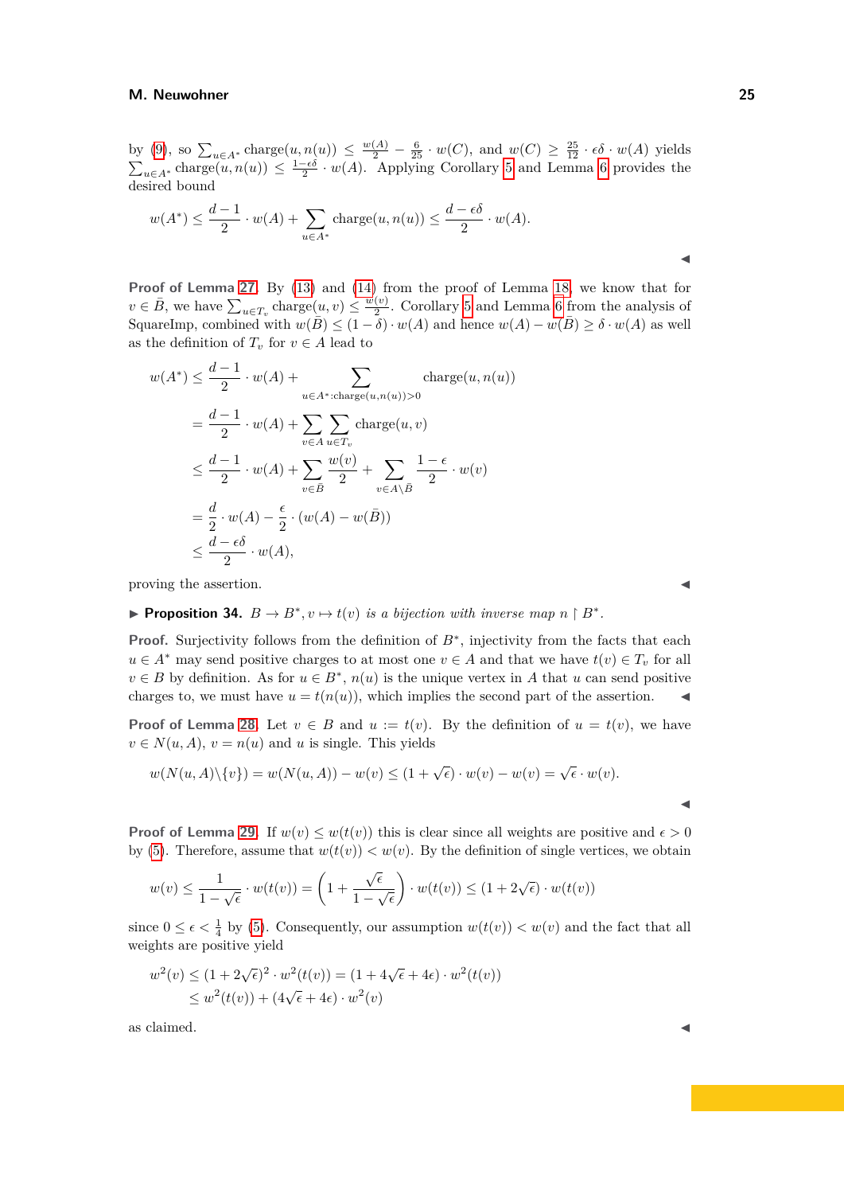by (9), so $\sum_{u\in A^*} \text{charge}(u, n(u)) \leq \frac{w(A)}{2} - \frac{6}{25} \cdot w(C)$, and $w(C) \geq \frac{25}{12} \cdot \epsilon\delta \cdot w(A)$ yields $\sum_{u\in A^*} \text{charge}(u, n(u)) \leq \frac{1-\epsilon\delta}{2} \cdot w(A)$. Applying Corollary 5 and Lemma 6 provides the desired bound

$$w(A^*) \leq \frac{d-1}{2} \cdot w(A) + \sum_{u\in A^*} \text{charge}(u, n(u)) \leq \frac{d-\epsilon\delta}{2} \cdot w(A).$$

◀

**Proof of Lemma 27.** By (13) and (14) from the proof of Lemma 18, we know that for $v \in \bar{B}$, we have $\sum_{u\in T_v} \text{charge}(u, v) \leq \frac{w(v)}{2}$. Corollary 5 and Lemma 6 from the analysis of SquareImp, combined with $w(\bar{B}) \leq (1-\delta) \cdot w(A)$ and hence $w(A) - w(\bar{B}) \geq \delta \cdot w(A)$ as well as the definition of $T_v$ for $v \in A$ lead to

$$\begin{aligned}
w(A^*) &\leq \frac{d-1}{2} \cdot w(A) + \sum_{u\in A^*:\text{charge}(u,n(u))>0} \text{charge}(u, n(u)) \\
&= \frac{d-1}{2} \cdot w(A) + \sum_{v\in A} \sum_{u\in T_v} \text{charge}(u, v) \\
&\leq \frac{d-1}{2} \cdot w(A) + \sum_{v\in \bar{B}} \frac{w(v)}{2} + \sum_{v\in A\setminus\bar{B}} \frac{1-\epsilon}{2} \cdot w(v) \\
&= \frac{d}{2} \cdot w(A) - \frac{\epsilon}{2} \cdot (w(A) - w(\bar{B})) \\
&\leq \frac{d-\epsilon\delta}{2} \cdot w(A),
\end{aligned}$$

proving the assertion. ◀

▶ **Proposition 34.** *$B \to B^*, v \mapsto t(v)$ is a bijection with inverse map $n \restriction B^*$.*

**Proof.** Surjectivity follows from the definition of $B^*$, injectivity from the facts that each $u \in A^*$ may send positive charges to at most one $v \in A$ and that we have $t(v) \in T_v$ for all $v \in B$ by definition. As for $u \in B^*$, $n(u)$ is the unique vertex in $A$ that $u$ can send positive charges to, we must have $u = t(n(u))$, which implies the second part of the assertion. ◀

**Proof of Lemma 28.** Let $v \in B$ and $u := t(v)$. By the definition of $u = t(v)$, we have $v \in N(u, A)$, $v = n(u)$ and $u$ is single. This yields

$$w(N(u, A)\setminus\{v\}) = w(N(u, A)) - w(v) \leq (1 + \sqrt{\epsilon}) \cdot w(v) - w(v) = \sqrt{\epsilon} \cdot w(v).$$

◀

**Proof of Lemma 29.** If $w(v) \leq w(t(v))$ this is clear since all weights are positive and $\epsilon > 0$ by (5). Therefore, assume that $w(t(v)) < w(v)$. By the definition of single vertices, we obtain

$$w(v) \leq \frac{1}{1-\sqrt{\epsilon}} \cdot w(t(v)) = \left(1 + \frac{\sqrt{\epsilon}}{1-\sqrt{\epsilon}}\right) \cdot w(t(v)) \leq (1 + 2\sqrt{\epsilon}) \cdot w(t(v))$$

since $0 \leq \epsilon < \frac{1}{4}$ by (5). Consequently, our assumption $w(t(v)) < w(v)$ and the fact that all weights are positive yield

$$\begin{aligned}
w^2(v) &\leq (1 + 2\sqrt{\epsilon})^2 \cdot w^2(t(v)) = (1 + 4\sqrt{\epsilon} + 4\epsilon) \cdot w^2(t(v)) \\
&\leq w^2(t(v)) + (4\sqrt{\epsilon} + 4\epsilon) \cdot w^2(v)
\end{aligned}$$

as claimed. ◀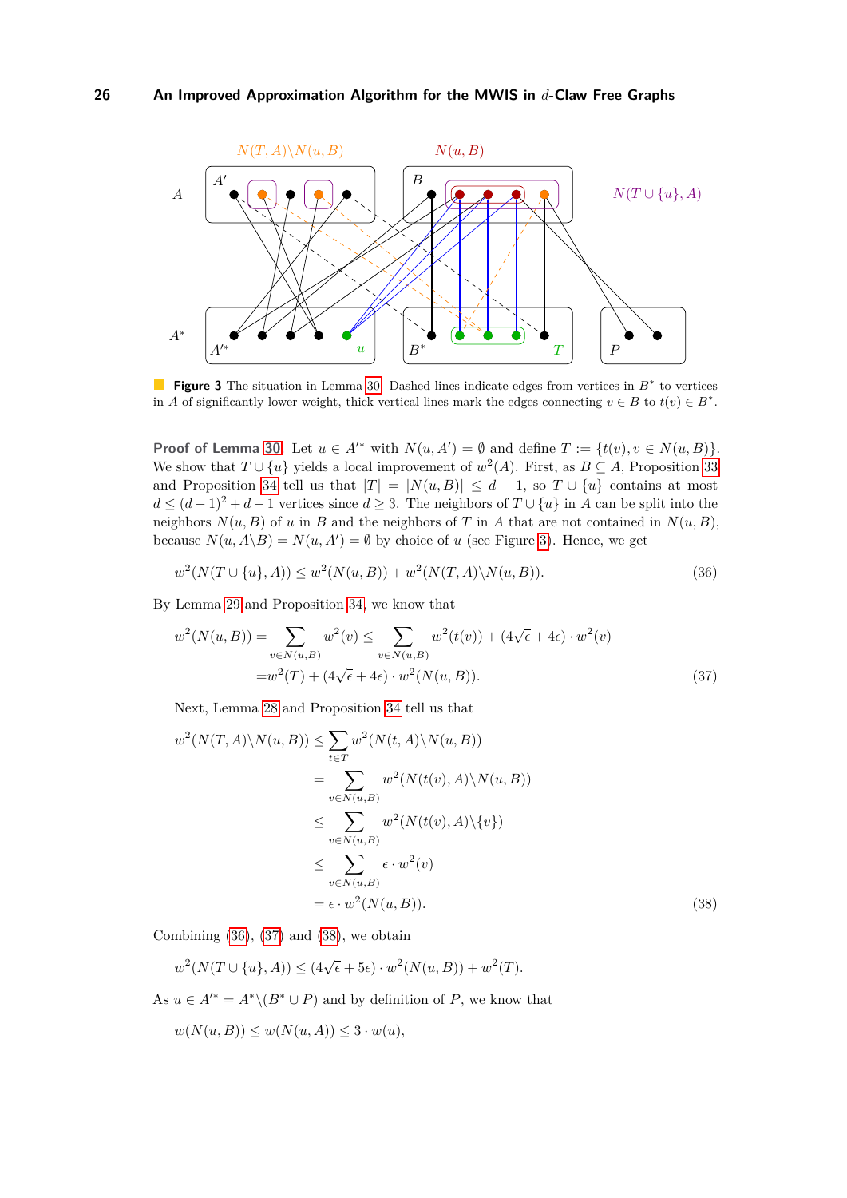**Figure 3** The situation in Lemma 30. Dashed lines indicate edges from vertices in $B^*$ to vertices in $A$ of significantly lower weight, thick vertical lines mark the edges connecting $v \in B$ to $t(v) \in B^*$.

**Proof of Lemma 30.** Let $u \in A'^*$ with $N(u, A') = \emptyset$ and define $T := \{t(v), v \in N(u, B)\}$. We show that $T \cup \{u\}$ yields a local improvement of $w^2(A)$. First, as $B \subseteq A$, Proposition 33 and Proposition 34 tell us that $|T| = |N(u, B)| \leq d - 1$, so $T \cup \{u\}$ contains at most $d \leq (d-1)^2 + d - 1$ vertices since $d \geq 3$. The neighbors of $T \cup \{u\}$ in $A$ can be split into the neighbors $N(u, B)$ of $u$ in $B$ and the neighbors of $T$ in $A$ that are not contained in $N(u, B)$, because $N(u, A \backslash B) = N(u, A') = \emptyset$ by choice of $u$ (see Figure 3). Hence, we get

$$w^2(N(T \cup \{u\}, A)) \leq w^2(N(u, B)) + w^2(N(T, A) \backslash N(u, B)). \tag{36}$$

By Lemma 29 and Proposition 34, we know that

$$\begin{aligned}
w^2(N(u, B)) = &\sum_{v \in N(u,B)} w^2(v) \leq \sum_{v \in N(u,B)} w^2(t(v)) + (4\sqrt{\epsilon} + 4\epsilon) \cdot w^2(v) \\
= &w^2(T) + (4\sqrt{\epsilon} + 4\epsilon) \cdot w^2(N(u, B)).
\end{aligned} \tag{37}$$

Next, Lemma 28 and Proposition 34 tell us that

$$\begin{aligned}
w^2(N(T, A) \backslash N(u, B)) &\leq \sum_{t \in T} w^2(N(t, A) \backslash N(u, B)) \\
&= \sum_{v \in N(u,B)} w^2(N(t(v), A) \backslash N(u, B)) \\
&\leq \sum_{v \in N(u,B)} w^2(N(t(v), A) \backslash \{v\}) \\
&\leq \sum_{v \in N(u,B)} \epsilon \cdot w^2(v) \\
&= \epsilon \cdot w^2(N(u, B)).
\end{aligned} \tag{38}$$

Combining (36), (37) and (38), we obtain

$$w^2(N(T \cup \{u\}, A)) \leq (4\sqrt{\epsilon} + 5\epsilon) \cdot w^2(N(u, B)) + w^2(T).$$

As $u \in A'^* = A^* \backslash (B^* \cup P)$ and by definition of $P$, we know that

$$w(N(u, B)) \leq w(N(u, A)) \leq 3 \cdot w(u),$$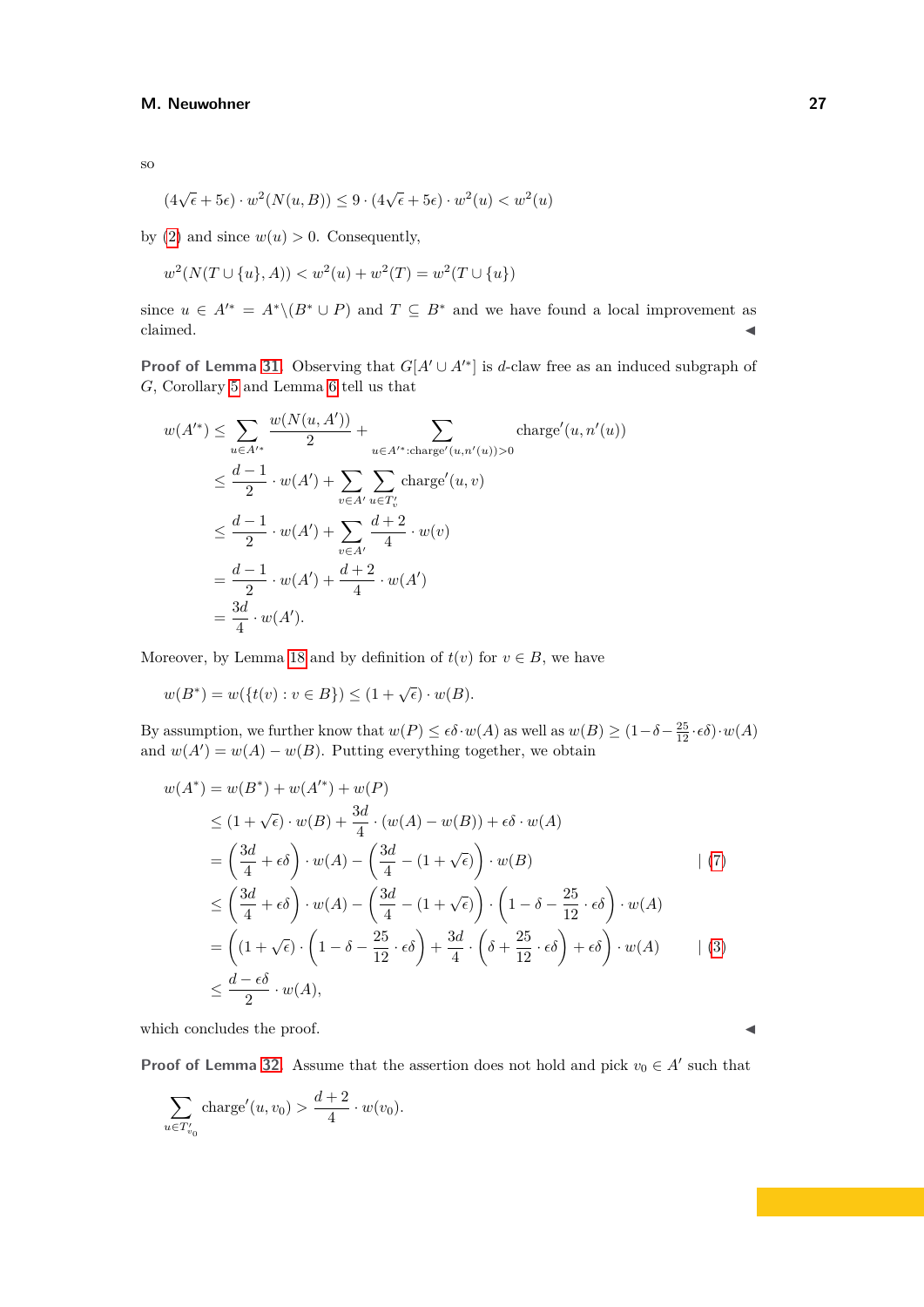so

$$(4\sqrt{\epsilon}+5\epsilon)\cdot w^2(N(u,B)) \leq 9\cdot(4\sqrt{\epsilon}+5\epsilon)\cdot w^2(u) < w^2(u)$$

by (2) and since $w(u) > 0$. Consequently,

$$w^2(N(T\cup\{u\},A)) < w^2(u) + w^2(T) = w^2(T\cup\{u\})$$

since $u \in A'^* = A^*\setminus(B^*\cup P)$ and $T \subseteq B^*$ and we have found a local improvement as claimed. ◀

**Proof of Lemma 31.** Observing that $G[A'\cup A'^*]$ is $d$-claw free as an induced subgraph of $G$, Corollary 5 and Lemma 6 tell us that

$$\begin{aligned}
w(A'^*) &\leq \sum_{u\in A'^*} \frac{w(N(u,A'))}{2} + \sum_{u\in A'^*:\text{charge}'(u,n'(u))>0} \text{charge}'(u,n'(u))\\
&\leq \frac{d-1}{2}\cdot w(A') + \sum_{v\in A'}\sum_{u\in T'_v} \text{charge}'(u,v)\\
&\leq \frac{d-1}{2}\cdot w(A') + \sum_{v\in A'} \frac{d+2}{4}\cdot w(v)\\
&= \frac{d-1}{2}\cdot w(A') + \frac{d+2}{4}\cdot w(A')\\
&= \frac{3d}{4}\cdot w(A').
\end{aligned}$$

Moreover, by Lemma 18 and by definition of $t(v)$ for $v\in B$, we have

$$w(B^*) = w(\{t(v) : v\in B\}) \leq (1+\sqrt{\epsilon})\cdot w(B).$$

By assumption, we further know that $w(P) \leq \epsilon\delta\cdot w(A)$ as well as $w(B) \geq (1-\delta-\frac{25}{12}\cdot\epsilon\delta)\cdot w(A)$ and $w(A') = w(A) - w(B)$. Putting everything together, we obtain

$$\begin{aligned}
w(A^*) &= w(B^*) + w(A'^*) + w(P)\\
&\leq (1+\sqrt{\epsilon})\cdot w(B) + \frac{3d}{4}\cdot(w(A)-w(B)) + \epsilon\delta\cdot w(A)\\
&= \left(\frac{3d}{4}+\epsilon\delta\right)\cdot w(A) - \left(\frac{3d}{4}-(1+\sqrt{\epsilon})\right)\cdot w(B) && \mid (7)\\
&\leq \left(\frac{3d}{4}+\epsilon\delta\right)\cdot w(A) - \left(\frac{3d}{4}-(1+\sqrt{\epsilon})\right)\cdot\left(1-\delta-\frac{25}{12}\cdot\epsilon\delta\right)\cdot w(A)\\
&= \left((1+\sqrt{\epsilon})\cdot\left(1-\delta-\frac{25}{12}\cdot\epsilon\delta\right) + \frac{3d}{4}\cdot\left(\delta+\frac{25}{12}\cdot\epsilon\delta\right)+\epsilon\delta\right)\cdot w(A) && \mid (3)\\
&\leq \frac{d-\epsilon\delta}{2}\cdot w(A),
\end{aligned}$$

which concludes the proof. ◀

**Proof of Lemma 32.** Assume that the assertion does not hold and pick $v_0\in A'$ such that

$$\sum_{u\in T'_{v_0}} \text{charge}'(u,v_0) > \frac{d+2}{4}\cdot w(v_0).$$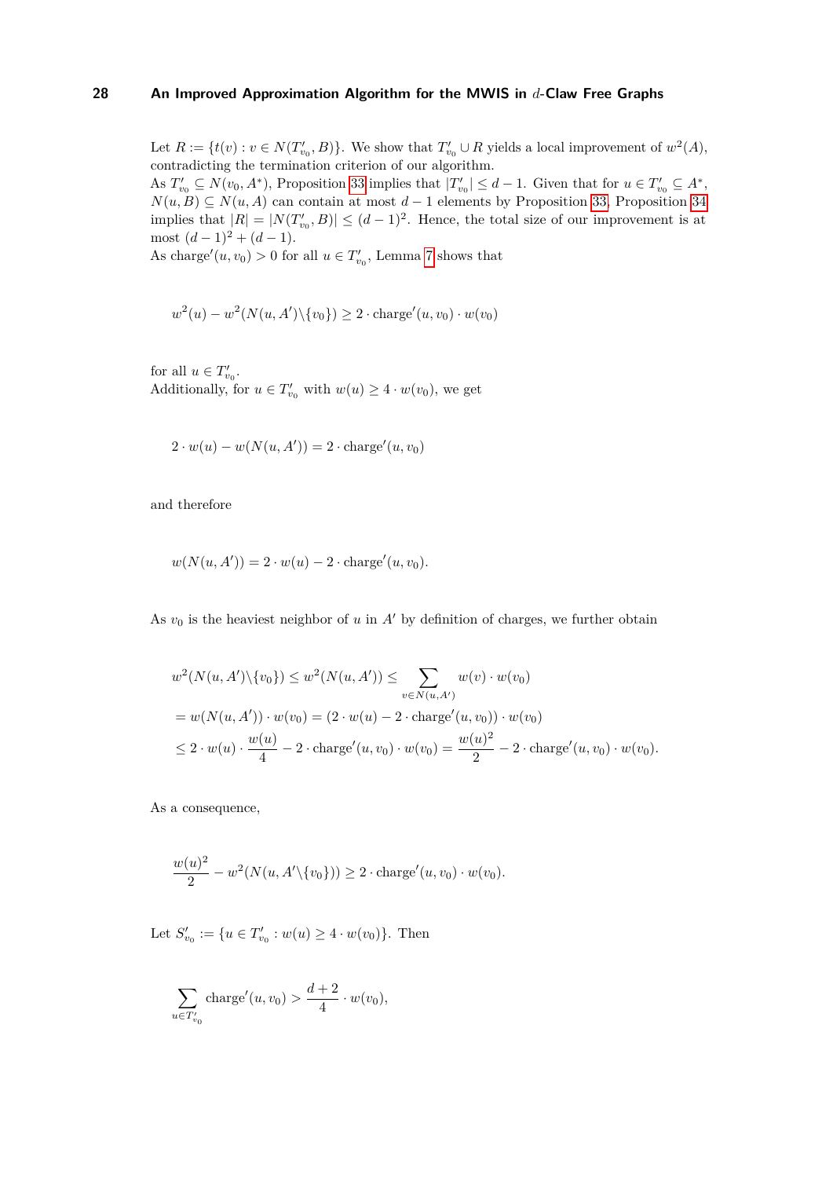Let $R := \{t(v) : v \in N(T'_{v_0}, B)\}$. We show that $T'_{v_0} \cup R$ yields a local improvement of $w^2(A)$, contradicting the termination criterion of our algorithm.

As $T'_{v_0} \subseteq N(v_0, A^*)$, Proposition 33 implies that $|T'_{v_0}| \leq d-1$. Given that for $u \in T'_{v_0} \subseteq A^*$, $N(u,B) \subseteq N(u,A)$ can contain at most $d-1$ elements by Proposition 33, Proposition 34 implies that $|R| = |N(T'_{v_0}, B)| \leq (d-1)^2$. Hence, the total size of our improvement is at most $(d-1)^2 + (d-1)$.

As $\text{charge}'(u, v_0) > 0$ for all $u \in T'_{v_0}$, Lemma 7 shows that

$$w^2(u) - w^2(N(u,A')\backslash\{v_0\}) \geq 2 \cdot \text{charge}'(u,v_0) \cdot w(v_0)$$

for all $u \in T'_{v_0}$.

Additionally, for $u \in T'_{v_0}$ with $w(u) \geq 4 \cdot w(v_0)$, we get

$$2 \cdot w(u) - w(N(u,A')) = 2 \cdot \text{charge}'(u,v_0)$$

and therefore

$$w(N(u,A')) = 2 \cdot w(u) - 2 \cdot \text{charge}'(u,v_0).$$

As $v_0$ is the heaviest neighbor of $u$ in $A'$ by definition of charges, we further obtain

$$\begin{aligned}
&w^2(N(u,A')\backslash\{v_0\}) \leq w^2(N(u,A')) \leq \sum_{v \in N(u,A')} w(v) \cdot w(v_0) \\
&= w(N(u,A')) \cdot w(v_0) = (2 \cdot w(u) - 2 \cdot \text{charge}'(u,v_0)) \cdot w(v_0) \\
&\leq 2 \cdot w(u) \cdot \frac{w(u)}{4} - 2 \cdot \text{charge}'(u,v_0) \cdot w(v_0) = \frac{w(u)^2}{2} - 2 \cdot \text{charge}'(u,v_0) \cdot w(v_0).
\end{aligned}$$

As a consequence,

$$\frac{w(u)^2}{2} - w^2(N(u,A'\backslash\{v_0\})) \geq 2 \cdot \text{charge}'(u,v_0) \cdot w(v_0).$$

Let $S'_{v_0} := \{u \in T'_{v_0} : w(u) \geq 4 \cdot w(v_0)\}$. Then

$$\sum_{u \in T'_{v_0}} \text{charge}'(u,v_0) > \frac{d+2}{4} \cdot w(v_0),$$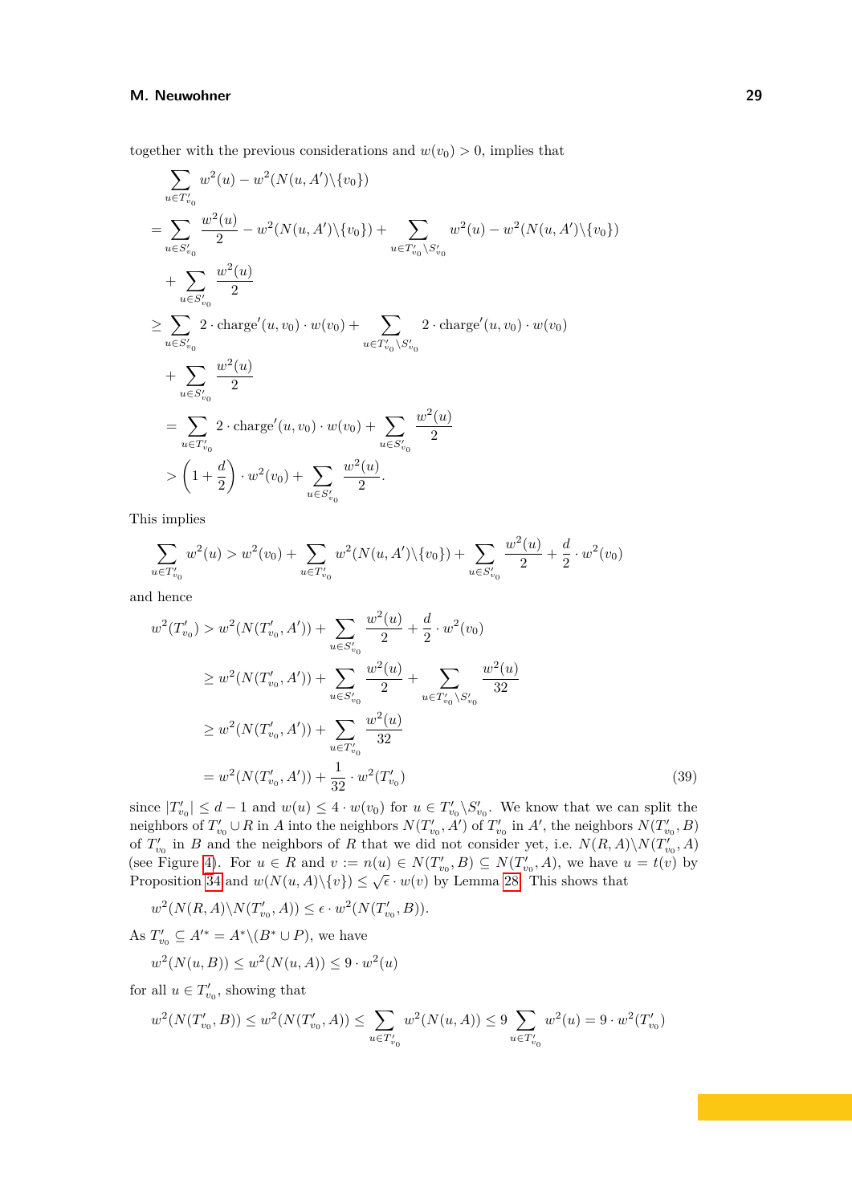together with the previous considerations and $w(v_0) > 0$, implies that

$$
\begin{aligned}
&\sum_{u \in T'_{v_0}} w^2(u) - w^2(N(u, A')\setminus\{v_0\}) \\
&= \sum_{u \in S'_{v_0}} \frac{w^2(u)}{2} - w^2(N(u, A')\setminus\{v_0\}) + \sum_{u \in T'_{v_0}\setminus S'_{v_0}} w^2(u) - w^2(N(u, A')\setminus\{v_0\}) \\
&\quad + \sum_{u \in S'_{v_0}} \frac{w^2(u)}{2} \\
&\geq \sum_{u \in S'_{v_0}} 2 \cdot \text{charge}'(u, v_0) \cdot w(v_0) + \sum_{u \in T'_{v_0}\setminus S'_{v_0}} 2 \cdot \text{charge}'(u, v_0) \cdot w(v_0) \\
&\quad + \sum_{u \in S'_{v_0}} \frac{w^2(u)}{2} \\
&= \sum_{u \in T'_{v_0}} 2 \cdot \text{charge}'(u, v_0) \cdot w(v_0) + \sum_{u \in S'_{v_0}} \frac{w^2(u)}{2} \\
&> \left(1 + \frac{d}{2}\right) \cdot w^2(v_0) + \sum_{u \in S'_{v_0}} \frac{w^2(u)}{2}.
\end{aligned}
$$

This implies

$$
\sum_{u \in T'_{v_0}} w^2(u) > w^2(v_0) + \sum_{u \in T'_{v_0}} w^2(N(u, A')\setminus\{v_0\}) + \sum_{u \in S'_{v_0}} \frac{w^2(u)}{2} + \frac{d}{2} \cdot w^2(v_0)
$$

and hence

$$
\begin{aligned}
w^2(T'_{v_0}) &> w^2(N(T'_{v_0}, A')) + \sum_{u \in S'_{v_0}} \frac{w^2(u)}{2} + \frac{d}{2} \cdot w^2(v_0) \\
&\geq w^2(N(T'_{v_0}, A')) + \sum_{u \in S'_{v_0}} \frac{w^2(u)}{2} + \sum_{u \in T'_{v_0}\setminus S'_{v_0}} \frac{w^2(u)}{32} \\
&\geq w^2(N(T'_{v_0}, A')) + \sum_{u \in T'_{v_0}} \frac{w^2(u)}{32} \\
&= w^2(N(T'_{v_0}, A')) + \frac{1}{32} \cdot w^2(T'_{v_0}) \qquad (39)
\end{aligned}
$$

since $|T'_{v_0}| \leq d - 1$ and $w(u) \leq 4 \cdot w(v_0)$ for $u \in T'_{v_0}\setminus S'_{v_0}$. We know that we can split the neighbors of $T'_{v_0} \cup R$ in $A$ into the neighbors $N(T'_{v_0}, A')$ of $T'_{v_0}$ in $A'$, the neighbors $N(T'_{v_0}, B)$ of $T'_{v_0}$ in $B$ and the neighbors of $R$ that we did not consider yet, i.e. $N(R, A)\setminus N(T'_{v_0}, A)$ (see Figure 4). For $u \in R$ and $v := n(u) \in N(T'_{v_0}, B) \subseteq N(T'_{v_0}, A)$, we have $u = t(v)$ by Proposition 34 and $w(N(u, A)\setminus\{v\}) \leq \sqrt{\epsilon} \cdot w(v)$ by Lemma 28. This shows that

$$
w^2(N(R, A)\setminus N(T'_{v_0}, A)) \leq \epsilon \cdot w^2(N(T'_{v_0}, B)).
$$

As $T'_{v_0} \subseteq A'^* = A^*\setminus(B^* \cup P)$, we have

$$
w^2(N(u, B)) \leq w^2(N(u, A)) \leq 9 \cdot w^2(u)
$$

for all $u \in T'_{v_0}$, showing that

$$
w^2(N(T'_{v_0}, B)) \leq w^2(N(T'_{v_0}, A)) \leq \sum_{u \in T'_{v_0}} w^2(N(u, A)) \leq 9 \sum_{u \in T'_{v_0}} w^2(u) = 9 \cdot w^2(T'_{v_0})
$$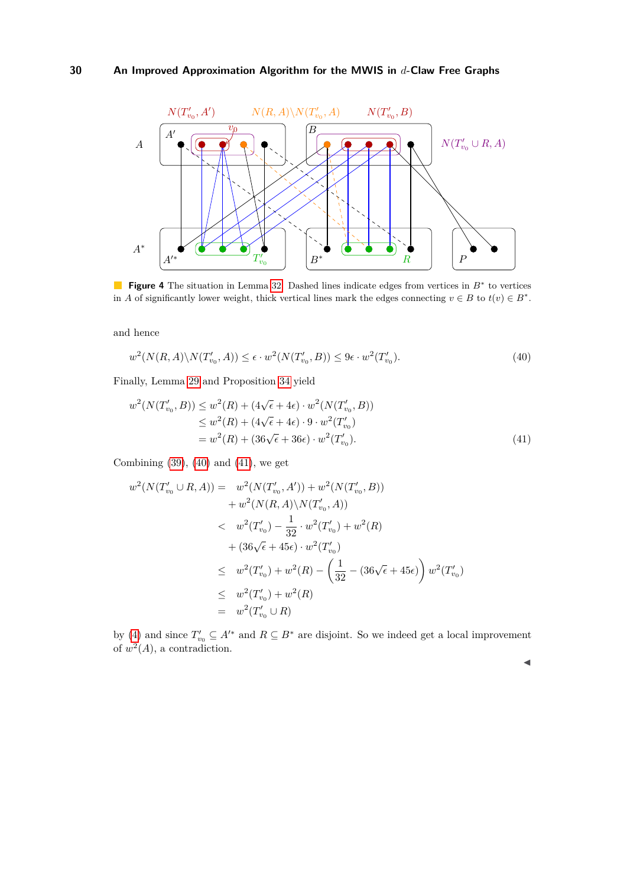$N(T'_{v_0}, A')$ $N(R,A)\backslash N(T'_{v_0}, A)$ $N(T'_{v_0}, B)$

$v_0$

$A'$ $B$ $A$ $N(T'_{v_0} \cup R, A)$

$A^*$ $A'^*$ $T'_{v_0}$ $B^*$ $R$ $P$

**Figure 4** The situation in Lemma 32. Dashed lines indicate edges from vertices in $B^*$ to vertices in $A$ of significantly lower weight, thick vertical lines mark the edges connecting $v \in B$ to $t(v) \in B^*$.

and hence

$$w^2(N(R, A) \backslash N(T'_{v_0}, A)) \leq \epsilon \cdot w^2(N(T'_{v_0}, B)) \leq 9\epsilon \cdot w^2(T'_{v_0}). \tag{40}$$

Finally, Lemma 29 and Proposition 34 yield

$$\begin{aligned} w^2(N(T'_{v_0}, B)) &\leq w^2(R) + (4\sqrt{\epsilon} + 4\epsilon) \cdot w^2(N(T'_{v_0}, B)) \\ &\leq w^2(R) + (4\sqrt{\epsilon} + 4\epsilon) \cdot 9 \cdot w^2(T'_{v_0}) \\ &= w^2(R) + (36\sqrt{\epsilon} + 36\epsilon) \cdot w^2(T'_{v_0}). \end{aligned} \tag{41}$$

Combining (39), (40) and (41), we get

$$\begin{aligned} w^2(N(T'_{v_0} \cup R, A)) = \;& w^2(N(T'_{v_0}, A')) + w^2(N(T'_{v_0}, B)) \\ &+ w^2(N(R, A) \backslash N(T'_{v_0}, A)) \\ < \;& w^2(T'_{v_0}) - \frac{1}{32} \cdot w^2(T'_{v_0}) + w^2(R) \\ &+ (36\sqrt{\epsilon} + 45\epsilon) \cdot w^2(T'_{v_0}) \\ \leq \;& w^2(T'_{v_0}) + w^2(R) - \left(\frac{1}{32} - (36\sqrt{\epsilon} + 45\epsilon)\right) w^2(T'_{v_0}) \\ \leq \;& w^2(T'_{v_0}) + w^2(R) \\ = \;& w^2(T'_{v_0} \cup R) \end{aligned}$$

by (4) and since $T'_{v_0} \subseteq A'^*$ and $R \subseteq B^*$ are disjoint. So we indeed get a local improvement of $w^2(A)$, a contradiction.

◀